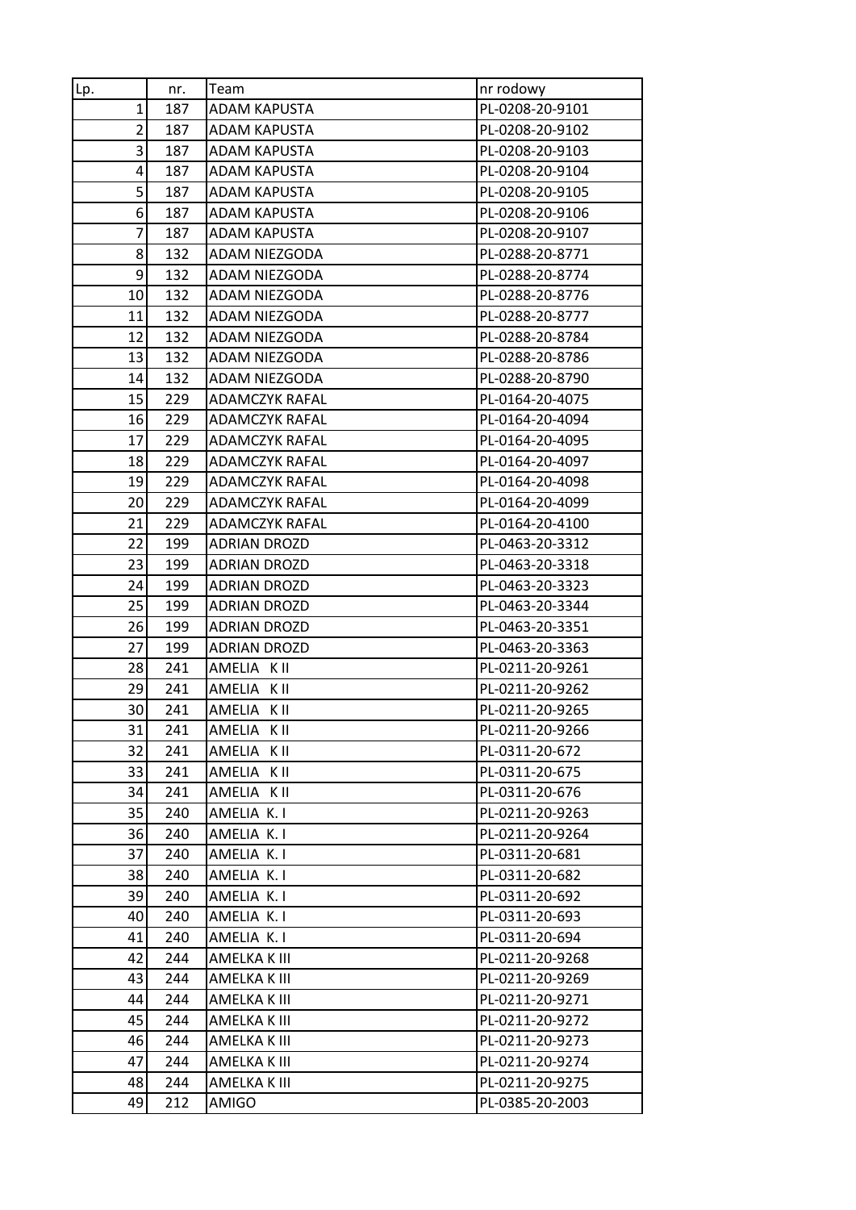| Lp. | nr. | Team | nr rodowy |
|---|---|---|---|
| 1 | 187 | ADAM KAPUSTA | PL-0208-20-9101 |
| 2 | 187 | ADAM KAPUSTA | PL-0208-20-9102 |
| 3 | 187 | ADAM KAPUSTA | PL-0208-20-9103 |
| 4 | 187 | ADAM KAPUSTA | PL-0208-20-9104 |
| 5 | 187 | ADAM KAPUSTA | PL-0208-20-9105 |
| 6 | 187 | ADAM KAPUSTA | PL-0208-20-9106 |
| 7 | 187 | ADAM KAPUSTA | PL-0208-20-9107 |
| 8 | 132 | ADAM NIEZGODA | PL-0288-20-8771 |
| 9 | 132 | ADAM NIEZGODA | PL-0288-20-8774 |
| 10 | 132 | ADAM NIEZGODA | PL-0288-20-8776 |
| 11 | 132 | ADAM NIEZGODA | PL-0288-20-8777 |
| 12 | 132 | ADAM NIEZGODA | PL-0288-20-8784 |
| 13 | 132 | ADAM NIEZGODA | PL-0288-20-8786 |
| 14 | 132 | ADAM NIEZGODA | PL-0288-20-8790 |
| 15 | 229 | ADAMCZYK RAFAL | PL-0164-20-4075 |
| 16 | 229 | ADAMCZYK RAFAL | PL-0164-20-4094 |
| 17 | 229 | ADAMCZYK RAFAL | PL-0164-20-4095 |
| 18 | 229 | ADAMCZYK RAFAL | PL-0164-20-4097 |
| 19 | 229 | ADAMCZYK RAFAL | PL-0164-20-4098 |
| 20 | 229 | ADAMCZYK RAFAL | PL-0164-20-4099 |
| 21 | 229 | ADAMCZYK RAFAL | PL-0164-20-4100 |
| 22 | 199 | ADRIAN DROZD | PL-0463-20-3312 |
| 23 | 199 | ADRIAN DROZD | PL-0463-20-3318 |
| 24 | 199 | ADRIAN DROZD | PL-0463-20-3323 |
| 25 | 199 | ADRIAN DROZD | PL-0463-20-3344 |
| 26 | 199 | ADRIAN DROZD | PL-0463-20-3351 |
| 27 | 199 | ADRIAN DROZD | PL-0463-20-3363 |
| 28 | 241 | AMELIA K II | PL-0211-20-9261 |
| 29 | 241 | AMELIA K II | PL-0211-20-9262 |
| 30 | 241 | AMELIA K II | PL-0211-20-9265 |
| 31 | 241 | AMELIA K II | PL-0211-20-9266 |
| 32 | 241 | AMELIA K II | PL-0311-20-672 |
| 33 | 241 | AMELIA K II | PL-0311-20-675 |
| 34 | 241 | AMELIA K II | PL-0311-20-676 |
| 35 | 240 | AMELIA K. I | PL-0211-20-9263 |
| 36 | 240 | AMELIA K. I | PL-0211-20-9264 |
| 37 | 240 | AMELIA K. I | PL-0311-20-681 |
| 38 | 240 | AMELIA K. I | PL-0311-20-682 |
| 39 | 240 | AMELIA K. I | PL-0311-20-692 |
| 40 | 240 | AMELIA K. I | PL-0311-20-693 |
| 41 | 240 | AMELIA K. I | PL-0311-20-694 |
| 42 | 244 | AMELKA K III | PL-0211-20-9268 |
| 43 | 244 | AMELKA K III | PL-0211-20-9269 |
| 44 | 244 | AMELKA K III | PL-0211-20-9271 |
| 45 | 244 | AMELKA K III | PL-0211-20-9272 |
| 46 | 244 | AMELKA K III | PL-0211-20-9273 |
| 47 | 244 | AMELKA K III | PL-0211-20-9274 |
| 48 | 244 | AMELKA K III | PL-0211-20-9275 |
| 49 | 212 | AMIGO | PL-0385-20-2003 |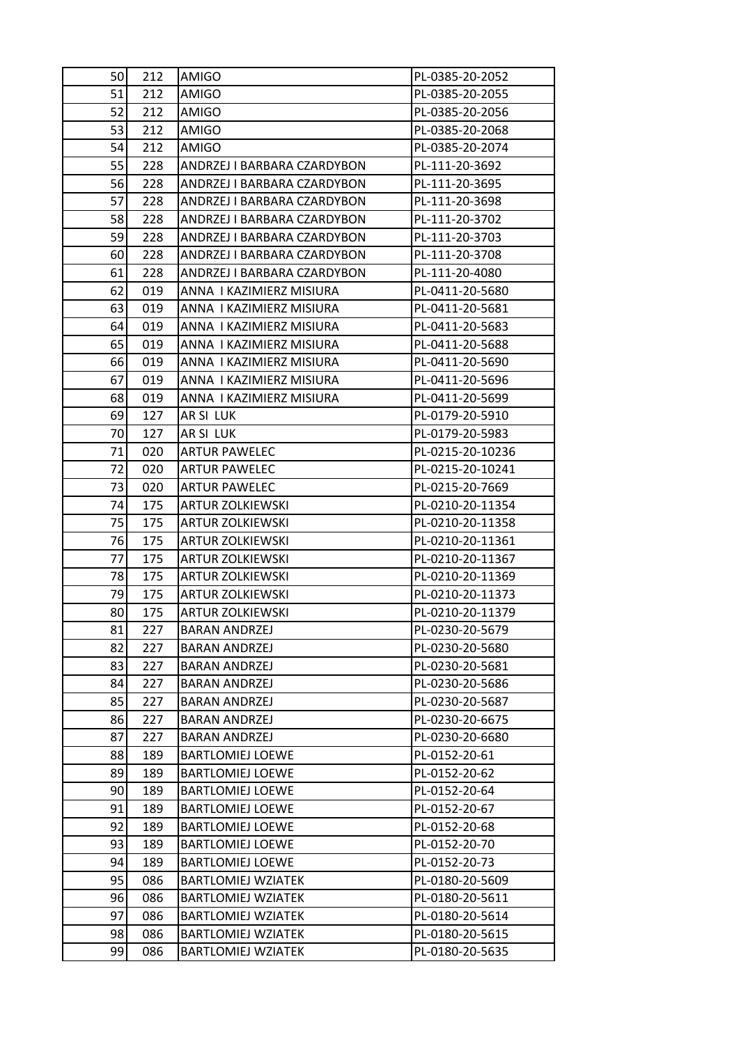| 50 | 212 | AMIGO | PL-0385-20-2052 |
|---|---|---|---|
| 51 | 212 | AMIGO | PL-0385-20-2055 |
| 52 | 212 | AMIGO | PL-0385-20-2056 |
| 53 | 212 | AMIGO | PL-0385-20-2068 |
| 54 | 212 | AMIGO | PL-0385-20-2074 |
| 55 | 228 | ANDRZEJ I BARBARA CZARDYBON | PL-111-20-3692 |
| 56 | 228 | ANDRZEJ I BARBARA CZARDYBON | PL-111-20-3695 |
| 57 | 228 | ANDRZEJ I BARBARA CZARDYBON | PL-111-20-3698 |
| 58 | 228 | ANDRZEJ I BARBARA CZARDYBON | PL-111-20-3702 |
| 59 | 228 | ANDRZEJ I BARBARA CZARDYBON | PL-111-20-3703 |
| 60 | 228 | ANDRZEJ I BARBARA CZARDYBON | PL-111-20-3708 |
| 61 | 228 | ANDRZEJ I BARBARA CZARDYBON | PL-111-20-4080 |
| 62 | 019 | ANNA I KAZIMIERZ MISIURA | PL-0411-20-5680 |
| 63 | 019 | ANNA I KAZIMIERZ MISIURA | PL-0411-20-5681 |
| 64 | 019 | ANNA I KAZIMIERZ MISIURA | PL-0411-20-5683 |
| 65 | 019 | ANNA I KAZIMIERZ MISIURA | PL-0411-20-5688 |
| 66 | 019 | ANNA I KAZIMIERZ MISIURA | PL-0411-20-5690 |
| 67 | 019 | ANNA I KAZIMIERZ MISIURA | PL-0411-20-5696 |
| 68 | 019 | ANNA I KAZIMIERZ MISIURA | PL-0411-20-5699 |
| 69 | 127 | AR SI LUK | PL-0179-20-5910 |
| 70 | 127 | AR SI LUK | PL-0179-20-5983 |
| 71 | 020 | ARTUR PAWELEC | PL-0215-20-10236 |
| 72 | 020 | ARTUR PAWELEC | PL-0215-20-10241 |
| 73 | 020 | ARTUR PAWELEC | PL-0215-20-7669 |
| 74 | 175 | ARTUR ZOLKIEWSKI | PL-0210-20-11354 |
| 75 | 175 | ARTUR ZOLKIEWSKI | PL-0210-20-11358 |
| 76 | 175 | ARTUR ZOLKIEWSKI | PL-0210-20-11361 |
| 77 | 175 | ARTUR ZOLKIEWSKI | PL-0210-20-11367 |
| 78 | 175 | ARTUR ZOLKIEWSKI | PL-0210-20-11369 |
| 79 | 175 | ARTUR ZOLKIEWSKI | PL-0210-20-11373 |
| 80 | 175 | ARTUR ZOLKIEWSKI | PL-0210-20-11379 |
| 81 | 227 | BARAN ANDRZEJ | PL-0230-20-5679 |
| 82 | 227 | BARAN ANDRZEJ | PL-0230-20-5680 |
| 83 | 227 | BARAN ANDRZEJ | PL-0230-20-5681 |
| 84 | 227 | BARAN ANDRZEJ | PL-0230-20-5686 |
| 85 | 227 | BARAN ANDRZEJ | PL-0230-20-5687 |
| 86 | 227 | BARAN ANDRZEJ | PL-0230-20-6675 |
| 87 | 227 | BARAN ANDRZEJ | PL-0230-20-6680 |
| 88 | 189 | BARTLOMIEJ LOEWE | PL-0152-20-61 |
| 89 | 189 | BARTLOMIEJ LOEWE | PL-0152-20-62 |
| 90 | 189 | BARTLOMIEJ LOEWE | PL-0152-20-64 |
| 91 | 189 | BARTLOMIEJ LOEWE | PL-0152-20-67 |
| 92 | 189 | BARTLOMIEJ LOEWE | PL-0152-20-68 |
| 93 | 189 | BARTLOMIEJ LOEWE | PL-0152-20-70 |
| 94 | 189 | BARTLOMIEJ LOEWE | PL-0152-20-73 |
| 95 | 086 | BARTLOMIEJ WZIATEK | PL-0180-20-5609 |
| 96 | 086 | BARTLOMIEJ WZIATEK | PL-0180-20-5611 |
| 97 | 086 | BARTLOMIEJ WZIATEK | PL-0180-20-5614 |
| 98 | 086 | BARTLOMIEJ WZIATEK | PL-0180-20-5615 |
| 99 | 086 | BARTLOMIEJ WZIATEK | PL-0180-20-5635 |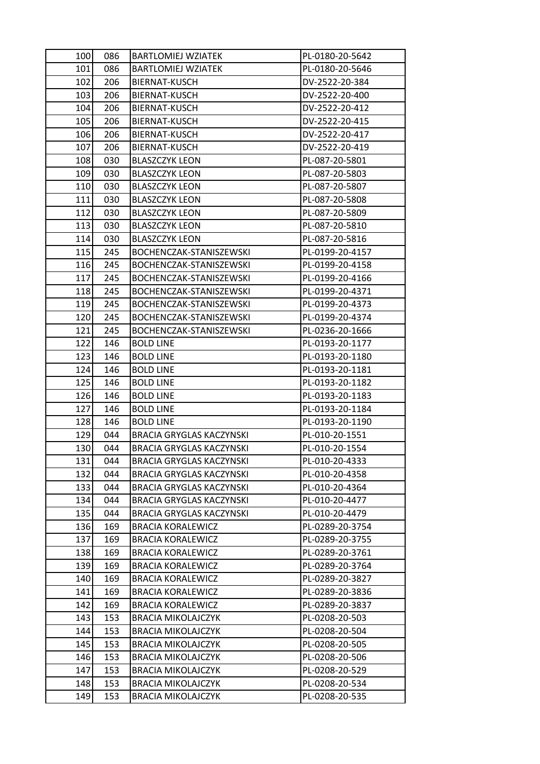| | | | |
|---|---|---|---|
| 100 | 086 | BARTLOMIEJ WZIATEK | PL-0180-20-5642 |
| 101 | 086 | BARTLOMIEJ WZIATEK | PL-0180-20-5646 |
| 102 | 206 | BIERNAT-KUSCH | DV-2522-20-384 |
| 103 | 206 | BIERNAT-KUSCH | DV-2522-20-400 |
| 104 | 206 | BIERNAT-KUSCH | DV-2522-20-412 |
| 105 | 206 | BIERNAT-KUSCH | DV-2522-20-415 |
| 106 | 206 | BIERNAT-KUSCH | DV-2522-20-417 |
| 107 | 206 | BIERNAT-KUSCH | DV-2522-20-419 |
| 108 | 030 | BLASZCZYK LEON | PL-087-20-5801 |
| 109 | 030 | BLASZCZYK LEON | PL-087-20-5803 |
| 110 | 030 | BLASZCZYK LEON | PL-087-20-5807 |
| 111 | 030 | BLASZCZYK LEON | PL-087-20-5808 |
| 112 | 030 | BLASZCZYK LEON | PL-087-20-5809 |
| 113 | 030 | BLASZCZYK LEON | PL-087-20-5810 |
| 114 | 030 | BLASZCZYK LEON | PL-087-20-5816 |
| 115 | 245 | BOCHENCZAK-STANISZEWSKI | PL-0199-20-4157 |
| 116 | 245 | BOCHENCZAK-STANISZEWSKI | PL-0199-20-4158 |
| 117 | 245 | BOCHENCZAK-STANISZEWSKI | PL-0199-20-4166 |
| 118 | 245 | BOCHENCZAK-STANISZEWSKI | PL-0199-20-4371 |
| 119 | 245 | BOCHENCZAK-STANISZEWSKI | PL-0199-20-4373 |
| 120 | 245 | BOCHENCZAK-STANISZEWSKI | PL-0199-20-4374 |
| 121 | 245 | BOCHENCZAK-STANISZEWSKI | PL-0236-20-1666 |
| 122 | 146 | BOLD LINE | PL-0193-20-1177 |
| 123 | 146 | BOLD LINE | PL-0193-20-1180 |
| 124 | 146 | BOLD LINE | PL-0193-20-1181 |
| 125 | 146 | BOLD LINE | PL-0193-20-1182 |
| 126 | 146 | BOLD LINE | PL-0193-20-1183 |
| 127 | 146 | BOLD LINE | PL-0193-20-1184 |
| 128 | 146 | BOLD LINE | PL-0193-20-1190 |
| 129 | 044 | BRACIA GRYGLAS KACZYNSKI | PL-010-20-1551 |
| 130 | 044 | BRACIA GRYGLAS KACZYNSKI | PL-010-20-1554 |
| 131 | 044 | BRACIA GRYGLAS KACZYNSKI | PL-010-20-4333 |
| 132 | 044 | BRACIA GRYGLAS KACZYNSKI | PL-010-20-4358 |
| 133 | 044 | BRACIA GRYGLAS KACZYNSKI | PL-010-20-4364 |
| 134 | 044 | BRACIA GRYGLAS KACZYNSKI | PL-010-20-4477 |
| 135 | 044 | BRACIA GRYGLAS KACZYNSKI | PL-010-20-4479 |
| 136 | 169 | BRACIA KORALEWICZ | PL-0289-20-3754 |
| 137 | 169 | BRACIA KORALEWICZ | PL-0289-20-3755 |
| 138 | 169 | BRACIA KORALEWICZ | PL-0289-20-3761 |
| 139 | 169 | BRACIA KORALEWICZ | PL-0289-20-3764 |
| 140 | 169 | BRACIA KORALEWICZ | PL-0289-20-3827 |
| 141 | 169 | BRACIA KORALEWICZ | PL-0289-20-3836 |
| 142 | 169 | BRACIA KORALEWICZ | PL-0289-20-3837 |
| 143 | 153 | BRACIA MIKOLAJCZYK | PL-0208-20-503 |
| 144 | 153 | BRACIA MIKOLAJCZYK | PL-0208-20-504 |
| 145 | 153 | BRACIA MIKOLAJCZYK | PL-0208-20-505 |
| 146 | 153 | BRACIA MIKOLAJCZYK | PL-0208-20-506 |
| 147 | 153 | BRACIA MIKOLAJCZYK | PL-0208-20-529 |
| 148 | 153 | BRACIA MIKOLAJCZYK | PL-0208-20-534 |
| 149 | 153 | BRACIA MIKOLAJCZYK | PL-0208-20-535 |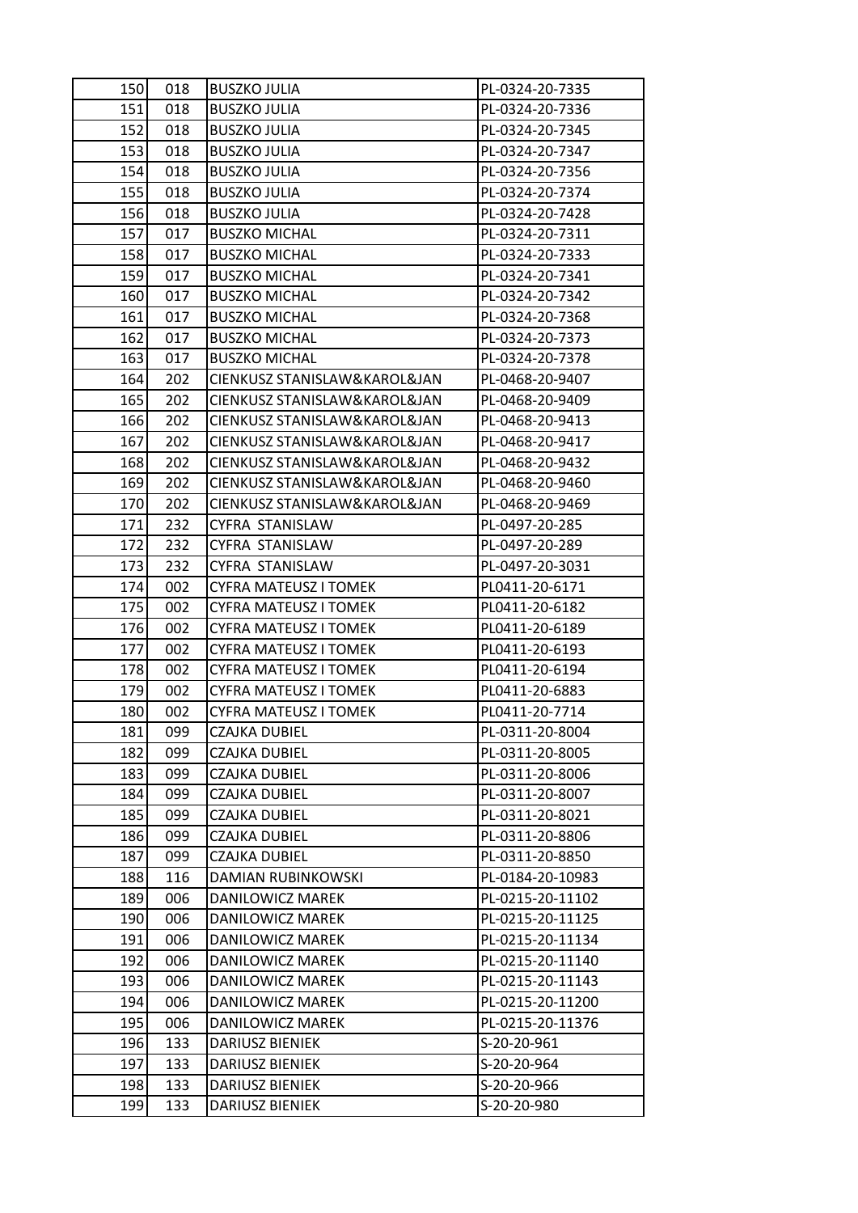| 150 | 018 | BUSZKO JULIA | PL-0324-20-7335 |
|---|---|---|---|
| 151 | 018 | BUSZKO JULIA | PL-0324-20-7336 |
| 152 | 018 | BUSZKO JULIA | PL-0324-20-7345 |
| 153 | 018 | BUSZKO JULIA | PL-0324-20-7347 |
| 154 | 018 | BUSZKO JULIA | PL-0324-20-7356 |
| 155 | 018 | BUSZKO JULIA | PL-0324-20-7374 |
| 156 | 018 | BUSZKO JULIA | PL-0324-20-7428 |
| 157 | 017 | BUSZKO MICHAL | PL-0324-20-7311 |
| 158 | 017 | BUSZKO MICHAL | PL-0324-20-7333 |
| 159 | 017 | BUSZKO MICHAL | PL-0324-20-7341 |
| 160 | 017 | BUSZKO MICHAL | PL-0324-20-7342 |
| 161 | 017 | BUSZKO MICHAL | PL-0324-20-7368 |
| 162 | 017 | BUSZKO MICHAL | PL-0324-20-7373 |
| 163 | 017 | BUSZKO MICHAL | PL-0324-20-7378 |
| 164 | 202 | CIENKUSZ STANISLAW&KAROL&JAN | PL-0468-20-9407 |
| 165 | 202 | CIENKUSZ STANISLAW&KAROL&JAN | PL-0468-20-9409 |
| 166 | 202 | CIENKUSZ STANISLAW&KAROL&JAN | PL-0468-20-9413 |
| 167 | 202 | CIENKUSZ STANISLAW&KAROL&JAN | PL-0468-20-9417 |
| 168 | 202 | CIENKUSZ STANISLAW&KAROL&JAN | PL-0468-20-9432 |
| 169 | 202 | CIENKUSZ STANISLAW&KAROL&JAN | PL-0468-20-9460 |
| 170 | 202 | CIENKUSZ STANISLAW&KAROL&JAN | PL-0468-20-9469 |
| 171 | 232 | CYFRA STANISLAW | PL-0497-20-285 |
| 172 | 232 | CYFRA STANISLAW | PL-0497-20-289 |
| 173 | 232 | CYFRA STANISLAW | PL-0497-20-3031 |
| 174 | 002 | CYFRA MATEUSZ I TOMEK | PL0411-20-6171 |
| 175 | 002 | CYFRA MATEUSZ I TOMEK | PL0411-20-6182 |
| 176 | 002 | CYFRA MATEUSZ I TOMEK | PL0411-20-6189 |
| 177 | 002 | CYFRA MATEUSZ I TOMEK | PL0411-20-6193 |
| 178 | 002 | CYFRA MATEUSZ I TOMEK | PL0411-20-6194 |
| 179 | 002 | CYFRA MATEUSZ I TOMEK | PL0411-20-6883 |
| 180 | 002 | CYFRA MATEUSZ I TOMEK | PL0411-20-7714 |
| 181 | 099 | CZAJKA DUBIEL | PL-0311-20-8004 |
| 182 | 099 | CZAJKA DUBIEL | PL-0311-20-8005 |
| 183 | 099 | CZAJKA DUBIEL | PL-0311-20-8006 |
| 184 | 099 | CZAJKA DUBIEL | PL-0311-20-8007 |
| 185 | 099 | CZAJKA DUBIEL | PL-0311-20-8021 |
| 186 | 099 | CZAJKA DUBIEL | PL-0311-20-8806 |
| 187 | 099 | CZAJKA DUBIEL | PL-0311-20-8850 |
| 188 | 116 | DAMIAN RUBINKOWSKI | PL-0184-20-10983 |
| 189 | 006 | DANILOWICZ MAREK | PL-0215-20-11102 |
| 190 | 006 | DANILOWICZ MAREK | PL-0215-20-11125 |
| 191 | 006 | DANILOWICZ MAREK | PL-0215-20-11134 |
| 192 | 006 | DANILOWICZ MAREK | PL-0215-20-11140 |
| 193 | 006 | DANILOWICZ MAREK | PL-0215-20-11143 |
| 194 | 006 | DANILOWICZ MAREK | PL-0215-20-11200 |
| 195 | 006 | DANILOWICZ MAREK | PL-0215-20-11376 |
| 196 | 133 | DARIUSZ BIENIEK | S-20-20-961 |
| 197 | 133 | DARIUSZ BIENIEK | S-20-20-964 |
| 198 | 133 | DARIUSZ BIENIEK | S-20-20-966 |
| 199 | 133 | DARIUSZ BIENIEK | S-20-20-980 |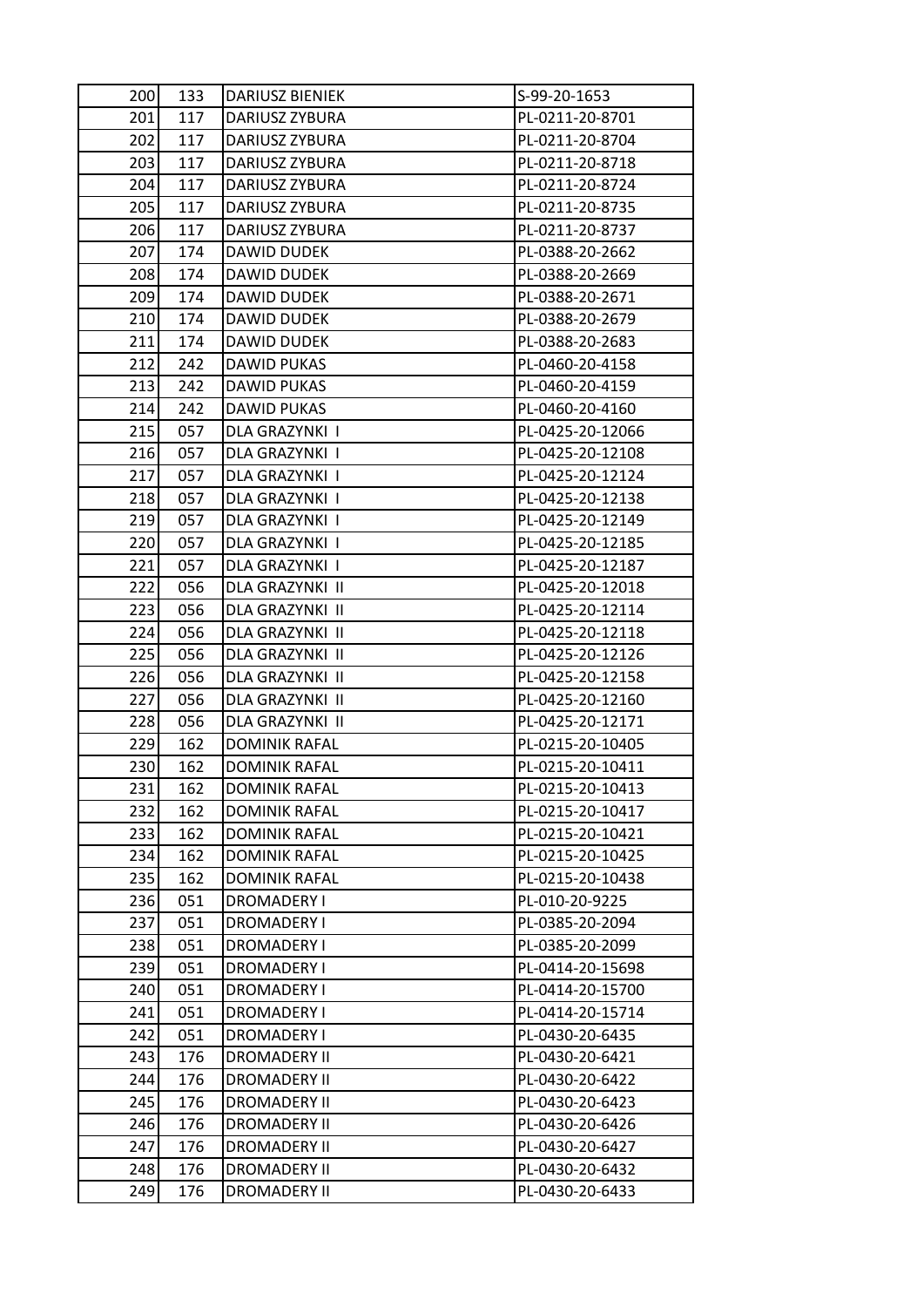| | | | |
|---|---|---|---|
| 200 | 133 | DARIUSZ BIENIEK | S-99-20-1653 |
| 201 | 117 | DARIUSZ ZYBURA | PL-0211-20-8701 |
| 202 | 117 | DARIUSZ ZYBURA | PL-0211-20-8704 |
| 203 | 117 | DARIUSZ ZYBURA | PL-0211-20-8718 |
| 204 | 117 | DARIUSZ ZYBURA | PL-0211-20-8724 |
| 205 | 117 | DARIUSZ ZYBURA | PL-0211-20-8735 |
| 206 | 117 | DARIUSZ ZYBURA | PL-0211-20-8737 |
| 207 | 174 | DAWID DUDEK | PL-0388-20-2662 |
| 208 | 174 | DAWID DUDEK | PL-0388-20-2669 |
| 209 | 174 | DAWID DUDEK | PL-0388-20-2671 |
| 210 | 174 | DAWID DUDEK | PL-0388-20-2679 |
| 211 | 174 | DAWID DUDEK | PL-0388-20-2683 |
| 212 | 242 | DAWID PUKAS | PL-0460-20-4158 |
| 213 | 242 | DAWID PUKAS | PL-0460-20-4159 |
| 214 | 242 | DAWID PUKAS | PL-0460-20-4160 |
| 215 | 057 | DLA GRAZYNKI I | PL-0425-20-12066 |
| 216 | 057 | DLA GRAZYNKI I | PL-0425-20-12108 |
| 217 | 057 | DLA GRAZYNKI I | PL-0425-20-12124 |
| 218 | 057 | DLA GRAZYNKI I | PL-0425-20-12138 |
| 219 | 057 | DLA GRAZYNKI I | PL-0425-20-12149 |
| 220 | 057 | DLA GRAZYNKI I | PL-0425-20-12185 |
| 221 | 057 | DLA GRAZYNKI I | PL-0425-20-12187 |
| 222 | 056 | DLA GRAZYNKI II | PL-0425-20-12018 |
| 223 | 056 | DLA GRAZYNKI II | PL-0425-20-12114 |
| 224 | 056 | DLA GRAZYNKI II | PL-0425-20-12118 |
| 225 | 056 | DLA GRAZYNKI II | PL-0425-20-12126 |
| 226 | 056 | DLA GRAZYNKI II | PL-0425-20-12158 |
| 227 | 056 | DLA GRAZYNKI II | PL-0425-20-12160 |
| 228 | 056 | DLA GRAZYNKI II | PL-0425-20-12171 |
| 229 | 162 | DOMINIK RAFAL | PL-0215-20-10405 |
| 230 | 162 | DOMINIK RAFAL | PL-0215-20-10411 |
| 231 | 162 | DOMINIK RAFAL | PL-0215-20-10413 |
| 232 | 162 | DOMINIK RAFAL | PL-0215-20-10417 |
| 233 | 162 | DOMINIK RAFAL | PL-0215-20-10421 |
| 234 | 162 | DOMINIK RAFAL | PL-0215-20-10425 |
| 235 | 162 | DOMINIK RAFAL | PL-0215-20-10438 |
| 236 | 051 | DROMADERY I | PL-010-20-9225 |
| 237 | 051 | DROMADERY I | PL-0385-20-2094 |
| 238 | 051 | DROMADERY I | PL-0385-20-2099 |
| 239 | 051 | DROMADERY I | PL-0414-20-15698 |
| 240 | 051 | DROMADERY I | PL-0414-20-15700 |
| 241 | 051 | DROMADERY I | PL-0414-20-15714 |
| 242 | 051 | DROMADERY I | PL-0430-20-6435 |
| 243 | 176 | DROMADERY II | PL-0430-20-6421 |
| 244 | 176 | DROMADERY II | PL-0430-20-6422 |
| 245 | 176 | DROMADERY II | PL-0430-20-6423 |
| 246 | 176 | DROMADERY II | PL-0430-20-6426 |
| 247 | 176 | DROMADERY II | PL-0430-20-6427 |
| 248 | 176 | DROMADERY II | PL-0430-20-6432 |
| 249 | 176 | DROMADERY II | PL-0430-20-6433 |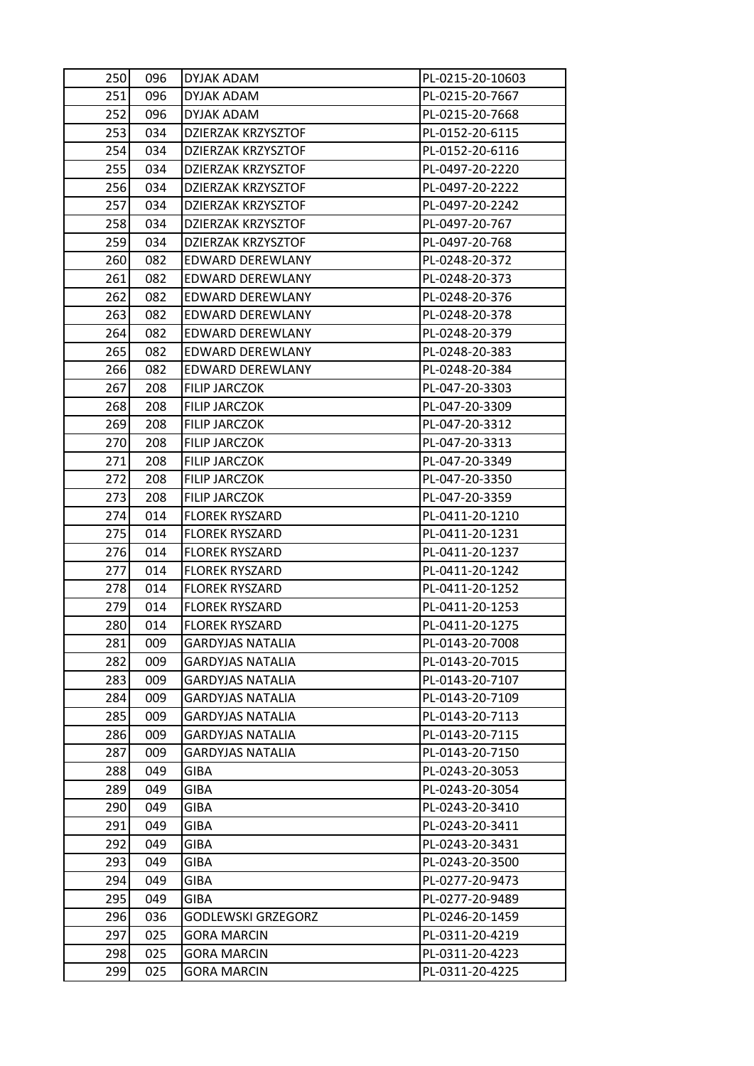| | | | |
|---|---|---|---|
| 250 | 096 | DYJAK ADAM | PL-0215-20-10603 |
| 251 | 096 | DYJAK ADAM | PL-0215-20-7667 |
| 252 | 096 | DYJAK ADAM | PL-0215-20-7668 |
| 253 | 034 | DZIERZAK KRZYSZTOF | PL-0152-20-6115 |
| 254 | 034 | DZIERZAK KRZYSZTOF | PL-0152-20-6116 |
| 255 | 034 | DZIERZAK KRZYSZTOF | PL-0497-20-2220 |
| 256 | 034 | DZIERZAK KRZYSZTOF | PL-0497-20-2222 |
| 257 | 034 | DZIERZAK KRZYSZTOF | PL-0497-20-2242 |
| 258 | 034 | DZIERZAK KRZYSZTOF | PL-0497-20-767 |
| 259 | 034 | DZIERZAK KRZYSZTOF | PL-0497-20-768 |
| 260 | 082 | EDWARD DEREWLANY | PL-0248-20-372 |
| 261 | 082 | EDWARD DEREWLANY | PL-0248-20-373 |
| 262 | 082 | EDWARD DEREWLANY | PL-0248-20-376 |
| 263 | 082 | EDWARD DEREWLANY | PL-0248-20-378 |
| 264 | 082 | EDWARD DEREWLANY | PL-0248-20-379 |
| 265 | 082 | EDWARD DEREWLANY | PL-0248-20-383 |
| 266 | 082 | EDWARD DEREWLANY | PL-0248-20-384 |
| 267 | 208 | FILIP JARCZOK | PL-047-20-3303 |
| 268 | 208 | FILIP JARCZOK | PL-047-20-3309 |
| 269 | 208 | FILIP JARCZOK | PL-047-20-3312 |
| 270 | 208 | FILIP JARCZOK | PL-047-20-3313 |
| 271 | 208 | FILIP JARCZOK | PL-047-20-3349 |
| 272 | 208 | FILIP JARCZOK | PL-047-20-3350 |
| 273 | 208 | FILIP JARCZOK | PL-047-20-3359 |
| 274 | 014 | FLOREK RYSZARD | PL-0411-20-1210 |
| 275 | 014 | FLOREK RYSZARD | PL-0411-20-1231 |
| 276 | 014 | FLOREK RYSZARD | PL-0411-20-1237 |
| 277 | 014 | FLOREK RYSZARD | PL-0411-20-1242 |
| 278 | 014 | FLOREK RYSZARD | PL-0411-20-1252 |
| 279 | 014 | FLOREK RYSZARD | PL-0411-20-1253 |
| 280 | 014 | FLOREK RYSZARD | PL-0411-20-1275 |
| 281 | 009 | GARDYJAS NATALIA | PL-0143-20-7008 |
| 282 | 009 | GARDYJAS NATALIA | PL-0143-20-7015 |
| 283 | 009 | GARDYJAS NATALIA | PL-0143-20-7107 |
| 284 | 009 | GARDYJAS NATALIA | PL-0143-20-7109 |
| 285 | 009 | GARDYJAS NATALIA | PL-0143-20-7113 |
| 286 | 009 | GARDYJAS NATALIA | PL-0143-20-7115 |
| 287 | 009 | GARDYJAS NATALIA | PL-0143-20-7150 |
| 288 | 049 | GIBA | PL-0243-20-3053 |
| 289 | 049 | GIBA | PL-0243-20-3054 |
| 290 | 049 | GIBA | PL-0243-20-3410 |
| 291 | 049 | GIBA | PL-0243-20-3411 |
| 292 | 049 | GIBA | PL-0243-20-3431 |
| 293 | 049 | GIBA | PL-0243-20-3500 |
| 294 | 049 | GIBA | PL-0277-20-9473 |
| 295 | 049 | GIBA | PL-0277-20-9489 |
| 296 | 036 | GODLEWSKI GRZEGORZ | PL-0246-20-1459 |
| 297 | 025 | GORA MARCIN | PL-0311-20-4219 |
| 298 | 025 | GORA MARCIN | PL-0311-20-4223 |
| 299 | 025 | GORA MARCIN | PL-0311-20-4225 |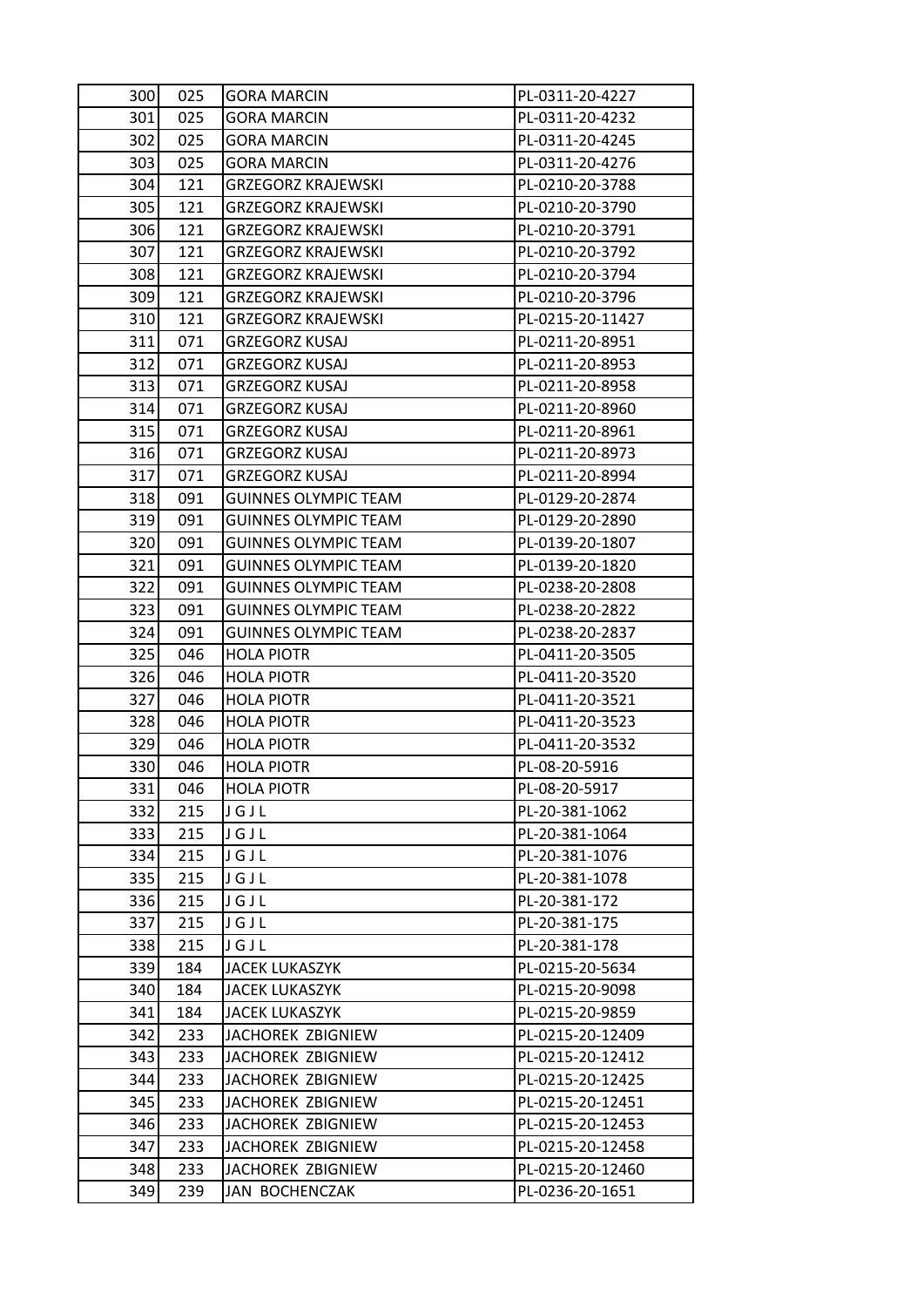| | | | |
|---|---|---|---|
| 300 | 025 | GORA MARCIN | PL-0311-20-4227 |
| 301 | 025 | GORA MARCIN | PL-0311-20-4232 |
| 302 | 025 | GORA MARCIN | PL-0311-20-4245 |
| 303 | 025 | GORA MARCIN | PL-0311-20-4276 |
| 304 | 121 | GRZEGORZ KRAJEWSKI | PL-0210-20-3788 |
| 305 | 121 | GRZEGORZ KRAJEWSKI | PL-0210-20-3790 |
| 306 | 121 | GRZEGORZ KRAJEWSKI | PL-0210-20-3791 |
| 307 | 121 | GRZEGORZ KRAJEWSKI | PL-0210-20-3792 |
| 308 | 121 | GRZEGORZ KRAJEWSKI | PL-0210-20-3794 |
| 309 | 121 | GRZEGORZ KRAJEWSKI | PL-0210-20-3796 |
| 310 | 121 | GRZEGORZ KRAJEWSKI | PL-0215-20-11427 |
| 311 | 071 | GRZEGORZ KUSAJ | PL-0211-20-8951 |
| 312 | 071 | GRZEGORZ KUSAJ | PL-0211-20-8953 |
| 313 | 071 | GRZEGORZ KUSAJ | PL-0211-20-8958 |
| 314 | 071 | GRZEGORZ KUSAJ | PL-0211-20-8960 |
| 315 | 071 | GRZEGORZ KUSAJ | PL-0211-20-8961 |
| 316 | 071 | GRZEGORZ KUSAJ | PL-0211-20-8973 |
| 317 | 071 | GRZEGORZ KUSAJ | PL-0211-20-8994 |
| 318 | 091 | GUINNES OLYMPIC TEAM | PL-0129-20-2874 |
| 319 | 091 | GUINNES OLYMPIC TEAM | PL-0129-20-2890 |
| 320 | 091 | GUINNES OLYMPIC TEAM | PL-0139-20-1807 |
| 321 | 091 | GUINNES OLYMPIC TEAM | PL-0139-20-1820 |
| 322 | 091 | GUINNES OLYMPIC TEAM | PL-0238-20-2808 |
| 323 | 091 | GUINNES OLYMPIC TEAM | PL-0238-20-2822 |
| 324 | 091 | GUINNES OLYMPIC TEAM | PL-0238-20-2837 |
| 325 | 046 | HOLA PIOTR | PL-0411-20-3505 |
| 326 | 046 | HOLA PIOTR | PL-0411-20-3520 |
| 327 | 046 | HOLA PIOTR | PL-0411-20-3521 |
| 328 | 046 | HOLA PIOTR | PL-0411-20-3523 |
| 329 | 046 | HOLA PIOTR | PL-0411-20-3532 |
| 330 | 046 | HOLA PIOTR | PL-08-20-5916 |
| 331 | 046 | HOLA PIOTR | PL-08-20-5917 |
| 332 | 215 | J G J L | PL-20-381-1062 |
| 333 | 215 | J G J L | PL-20-381-1064 |
| 334 | 215 | J G J L | PL-20-381-1076 |
| 335 | 215 | J G J L | PL-20-381-1078 |
| 336 | 215 | J G J L | PL-20-381-172 |
| 337 | 215 | J G J L | PL-20-381-175 |
| 338 | 215 | J G J L | PL-20-381-178 |
| 339 | 184 | JACEK LUKASZYK | PL-0215-20-5634 |
| 340 | 184 | JACEK LUKASZYK | PL-0215-20-9098 |
| 341 | 184 | JACEK LUKASZYK | PL-0215-20-9859 |
| 342 | 233 | JACHOREK ZBIGNIEW | PL-0215-20-12409 |
| 343 | 233 | JACHOREK ZBIGNIEW | PL-0215-20-12412 |
| 344 | 233 | JACHOREK ZBIGNIEW | PL-0215-20-12425 |
| 345 | 233 | JACHOREK ZBIGNIEW | PL-0215-20-12451 |
| 346 | 233 | JACHOREK ZBIGNIEW | PL-0215-20-12453 |
| 347 | 233 | JACHOREK ZBIGNIEW | PL-0215-20-12458 |
| 348 | 233 | JACHOREK ZBIGNIEW | PL-0215-20-12460 |
| 349 | 239 | JAN BOCHENCZAK | PL-0236-20-1651 |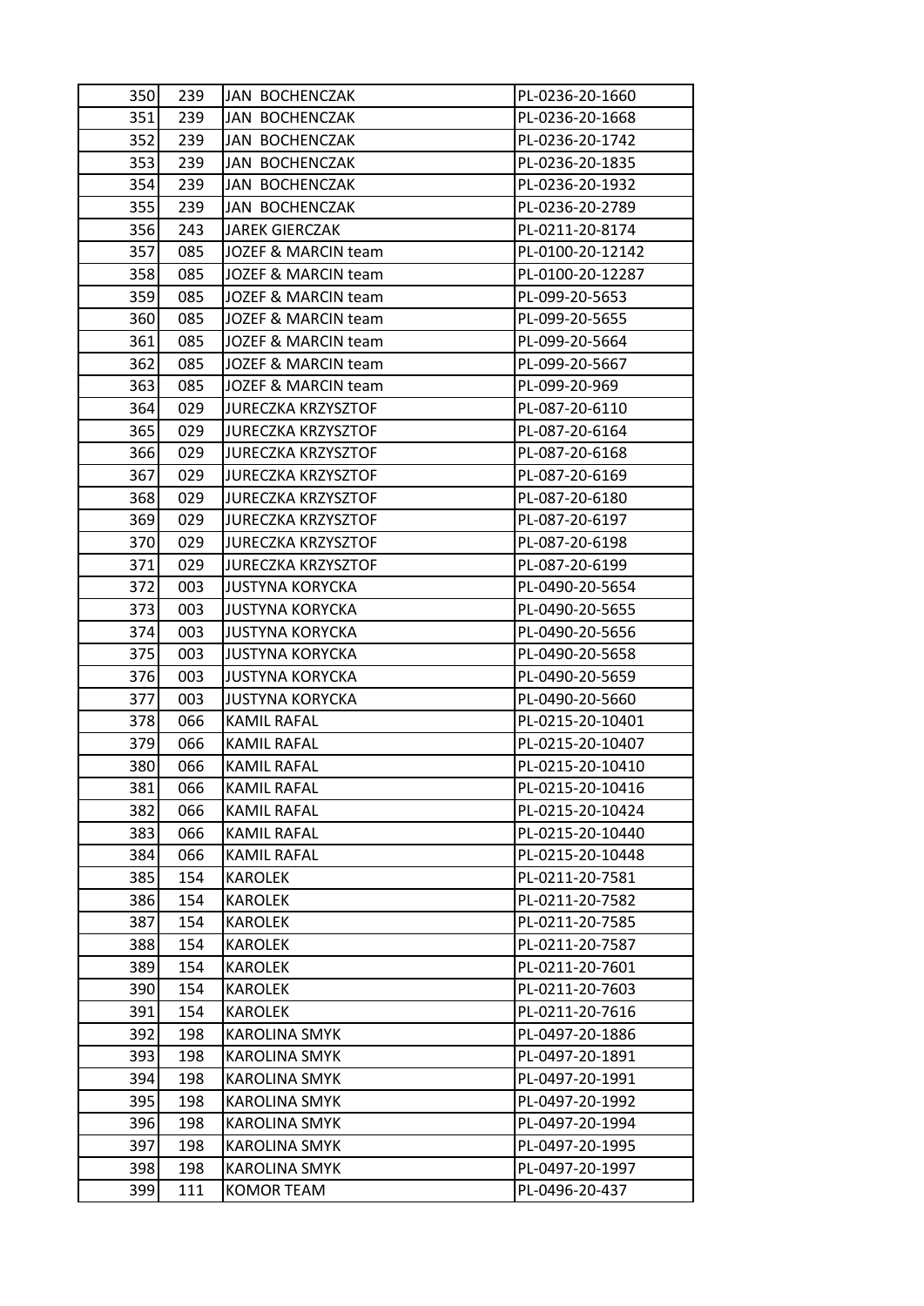| 350 | 239 | JAN BOCHENCZAK | PL-0236-20-1660 |
|---|---|---|---|
| 351 | 239 | JAN BOCHENCZAK | PL-0236-20-1668 |
| 352 | 239 | JAN BOCHENCZAK | PL-0236-20-1742 |
| 353 | 239 | JAN BOCHENCZAK | PL-0236-20-1835 |
| 354 | 239 | JAN BOCHENCZAK | PL-0236-20-1932 |
| 355 | 239 | JAN BOCHENCZAK | PL-0236-20-2789 |
| 356 | 243 | JAREK GIERCZAK | PL-0211-20-8174 |
| 357 | 085 | JOZEF & MARCIN team | PL-0100-20-12142 |
| 358 | 085 | JOZEF & MARCIN team | PL-0100-20-12287 |
| 359 | 085 | JOZEF & MARCIN team | PL-099-20-5653 |
| 360 | 085 | JOZEF & MARCIN team | PL-099-20-5655 |
| 361 | 085 | JOZEF & MARCIN team | PL-099-20-5664 |
| 362 | 085 | JOZEF & MARCIN team | PL-099-20-5667 |
| 363 | 085 | JOZEF & MARCIN team | PL-099-20-969 |
| 364 | 029 | JURECZKA KRZYSZTOF | PL-087-20-6110 |
| 365 | 029 | JURECZKA KRZYSZTOF | PL-087-20-6164 |
| 366 | 029 | JURECZKA KRZYSZTOF | PL-087-20-6168 |
| 367 | 029 | JURECZKA KRZYSZTOF | PL-087-20-6169 |
| 368 | 029 | JURECZKA KRZYSZTOF | PL-087-20-6180 |
| 369 | 029 | JURECZKA KRZYSZTOF | PL-087-20-6197 |
| 370 | 029 | JURECZKA KRZYSZTOF | PL-087-20-6198 |
| 371 | 029 | JURECZKA KRZYSZTOF | PL-087-20-6199 |
| 372 | 003 | JUSTYNA KORYCKA | PL-0490-20-5654 |
| 373 | 003 | JUSTYNA KORYCKA | PL-0490-20-5655 |
| 374 | 003 | JUSTYNA KORYCKA | PL-0490-20-5656 |
| 375 | 003 | JUSTYNA KORYCKA | PL-0490-20-5658 |
| 376 | 003 | JUSTYNA KORYCKA | PL-0490-20-5659 |
| 377 | 003 | JUSTYNA KORYCKA | PL-0490-20-5660 |
| 378 | 066 | KAMIL RAFAL | PL-0215-20-10401 |
| 379 | 066 | KAMIL RAFAL | PL-0215-20-10407 |
| 380 | 066 | KAMIL RAFAL | PL-0215-20-10410 |
| 381 | 066 | KAMIL RAFAL | PL-0215-20-10416 |
| 382 | 066 | KAMIL RAFAL | PL-0215-20-10424 |
| 383 | 066 | KAMIL RAFAL | PL-0215-20-10440 |
| 384 | 066 | KAMIL RAFAL | PL-0215-20-10448 |
| 385 | 154 | KAROLEK | PL-0211-20-7581 |
| 386 | 154 | KAROLEK | PL-0211-20-7582 |
| 387 | 154 | KAROLEK | PL-0211-20-7585 |
| 388 | 154 | KAROLEK | PL-0211-20-7587 |
| 389 | 154 | KAROLEK | PL-0211-20-7601 |
| 390 | 154 | KAROLEK | PL-0211-20-7603 |
| 391 | 154 | KAROLEK | PL-0211-20-7616 |
| 392 | 198 | KAROLINA SMYK | PL-0497-20-1886 |
| 393 | 198 | KAROLINA SMYK | PL-0497-20-1891 |
| 394 | 198 | KAROLINA SMYK | PL-0497-20-1991 |
| 395 | 198 | KAROLINA SMYK | PL-0497-20-1992 |
| 396 | 198 | KAROLINA SMYK | PL-0497-20-1994 |
| 397 | 198 | KAROLINA SMYK | PL-0497-20-1995 |
| 398 | 198 | KAROLINA SMYK | PL-0497-20-1997 |
| 399 | 111 | KOMOR TEAM | PL-0496-20-437 |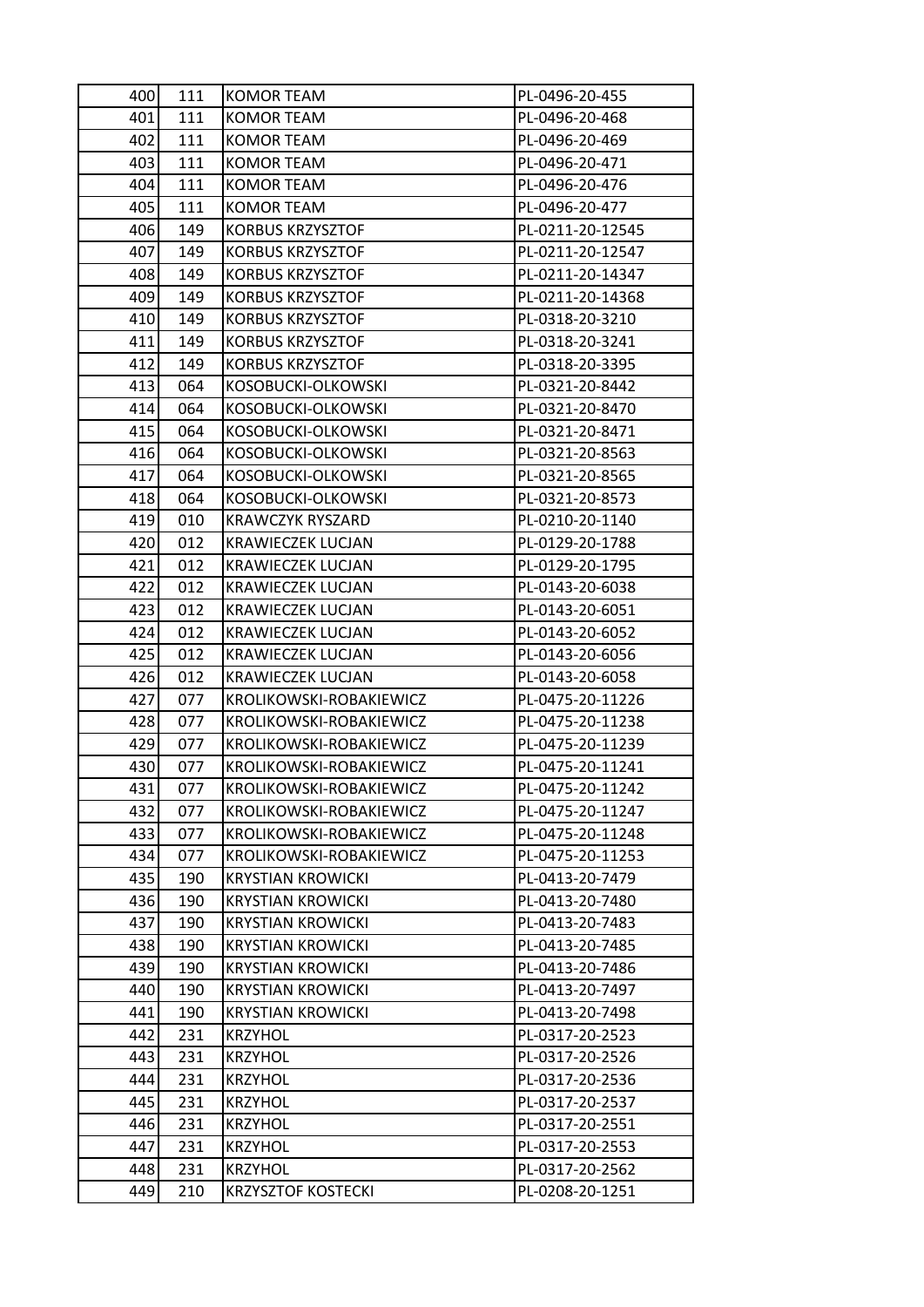| 400 | 111 | KOMOR TEAM | PL-0496-20-455 |
|---|---|---|---|
| 401 | 111 | KOMOR TEAM | PL-0496-20-468 |
| 402 | 111 | KOMOR TEAM | PL-0496-20-469 |
| 403 | 111 | KOMOR TEAM | PL-0496-20-471 |
| 404 | 111 | KOMOR TEAM | PL-0496-20-476 |
| 405 | 111 | KOMOR TEAM | PL-0496-20-477 |
| 406 | 149 | KORBUS KRZYSZTOF | PL-0211-20-12545 |
| 407 | 149 | KORBUS KRZYSZTOF | PL-0211-20-12547 |
| 408 | 149 | KORBUS KRZYSZTOF | PL-0211-20-14347 |
| 409 | 149 | KORBUS KRZYSZTOF | PL-0211-20-14368 |
| 410 | 149 | KORBUS KRZYSZTOF | PL-0318-20-3210 |
| 411 | 149 | KORBUS KRZYSZTOF | PL-0318-20-3241 |
| 412 | 149 | KORBUS KRZYSZTOF | PL-0318-20-3395 |
| 413 | 064 | KOSOBUCKI-OLKOWSKI | PL-0321-20-8442 |
| 414 | 064 | KOSOBUCKI-OLKOWSKI | PL-0321-20-8470 |
| 415 | 064 | KOSOBUCKI-OLKOWSKI | PL-0321-20-8471 |
| 416 | 064 | KOSOBUCKI-OLKOWSKI | PL-0321-20-8563 |
| 417 | 064 | KOSOBUCKI-OLKOWSKI | PL-0321-20-8565 |
| 418 | 064 | KOSOBUCKI-OLKOWSKI | PL-0321-20-8573 |
| 419 | 010 | KRAWCZYK RYSZARD | PL-0210-20-1140 |
| 420 | 012 | KRAWIECZEK LUCJAN | PL-0129-20-1788 |
| 421 | 012 | KRAWIECZEK LUCJAN | PL-0129-20-1795 |
| 422 | 012 | KRAWIECZEK LUCJAN | PL-0143-20-6038 |
| 423 | 012 | KRAWIECZEK LUCJAN | PL-0143-20-6051 |
| 424 | 012 | KRAWIECZEK LUCJAN | PL-0143-20-6052 |
| 425 | 012 | KRAWIECZEK LUCJAN | PL-0143-20-6056 |
| 426 | 012 | KRAWIECZEK LUCJAN | PL-0143-20-6058 |
| 427 | 077 | KROLIKOWSKI-ROBAKIEWICZ | PL-0475-20-11226 |
| 428 | 077 | KROLIKOWSKI-ROBAKIEWICZ | PL-0475-20-11238 |
| 429 | 077 | KROLIKOWSKI-ROBAKIEWICZ | PL-0475-20-11239 |
| 430 | 077 | KROLIKOWSKI-ROBAKIEWICZ | PL-0475-20-11241 |
| 431 | 077 | KROLIKOWSKI-ROBAKIEWICZ | PL-0475-20-11242 |
| 432 | 077 | KROLIKOWSKI-ROBAKIEWICZ | PL-0475-20-11247 |
| 433 | 077 | KROLIKOWSKI-ROBAKIEWICZ | PL-0475-20-11248 |
| 434 | 077 | KROLIKOWSKI-ROBAKIEWICZ | PL-0475-20-11253 |
| 435 | 190 | KRYSTIAN KROWICKI | PL-0413-20-7479 |
| 436 | 190 | KRYSTIAN KROWICKI | PL-0413-20-7480 |
| 437 | 190 | KRYSTIAN KROWICKI | PL-0413-20-7483 |
| 438 | 190 | KRYSTIAN KROWICKI | PL-0413-20-7485 |
| 439 | 190 | KRYSTIAN KROWICKI | PL-0413-20-7486 |
| 440 | 190 | KRYSTIAN KROWICKI | PL-0413-20-7497 |
| 441 | 190 | KRYSTIAN KROWICKI | PL-0413-20-7498 |
| 442 | 231 | KRZYHOL | PL-0317-20-2523 |
| 443 | 231 | KRZYHOL | PL-0317-20-2526 |
| 444 | 231 | KRZYHOL | PL-0317-20-2536 |
| 445 | 231 | KRZYHOL | PL-0317-20-2537 |
| 446 | 231 | KRZYHOL | PL-0317-20-2551 |
| 447 | 231 | KRZYHOL | PL-0317-20-2553 |
| 448 | 231 | KRZYHOL | PL-0317-20-2562 |
| 449 | 210 | KRZYSZTOF KOSTECKI | PL-0208-20-1251 |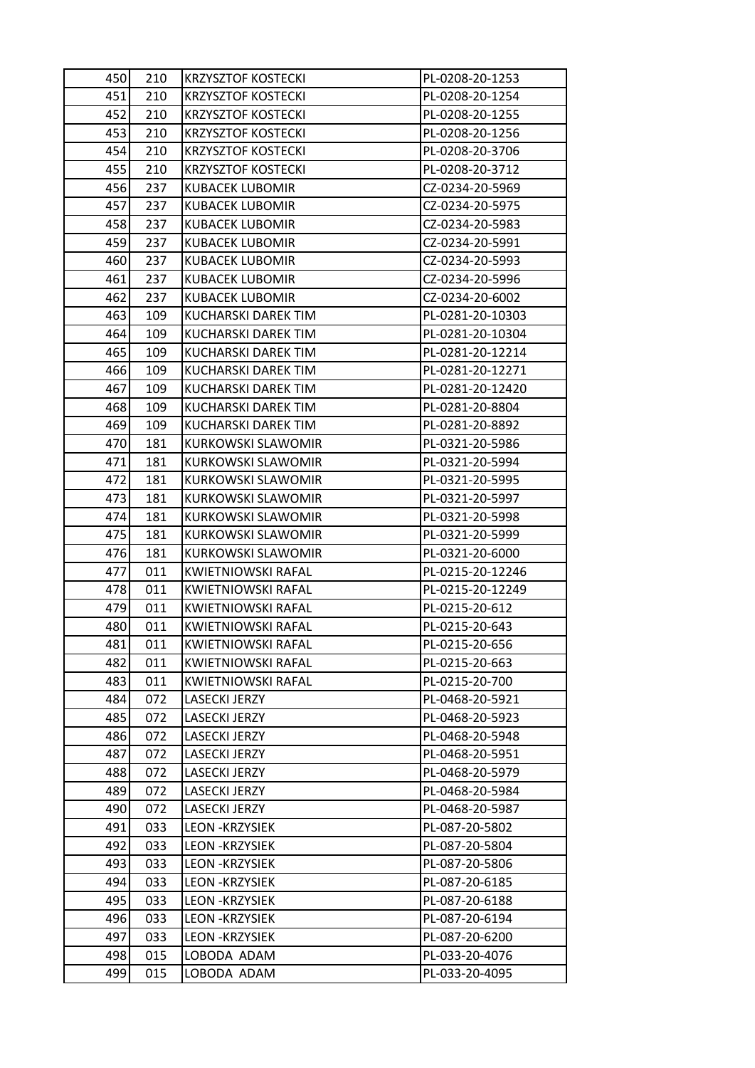| | | | |
|---|---|---|---|
| 450 | 210 | KRZYSZTOF KOSTECKI | PL-0208-20-1253 |
| 451 | 210 | KRZYSZTOF KOSTECKI | PL-0208-20-1254 |
| 452 | 210 | KRZYSZTOF KOSTECKI | PL-0208-20-1255 |
| 453 | 210 | KRZYSZTOF KOSTECKI | PL-0208-20-1256 |
| 454 | 210 | KRZYSZTOF KOSTECKI | PL-0208-20-3706 |
| 455 | 210 | KRZYSZTOF KOSTECKI | PL-0208-20-3712 |
| 456 | 237 | KUBACEK LUBOMIR | CZ-0234-20-5969 |
| 457 | 237 | KUBACEK LUBOMIR | CZ-0234-20-5975 |
| 458 | 237 | KUBACEK LUBOMIR | CZ-0234-20-5983 |
| 459 | 237 | KUBACEK LUBOMIR | CZ-0234-20-5991 |
| 460 | 237 | KUBACEK LUBOMIR | CZ-0234-20-5993 |
| 461 | 237 | KUBACEK LUBOMIR | CZ-0234-20-5996 |
| 462 | 237 | KUBACEK LUBOMIR | CZ-0234-20-6002 |
| 463 | 109 | KUCHARSKI DAREK TIM | PL-0281-20-10303 |
| 464 | 109 | KUCHARSKI DAREK TIM | PL-0281-20-10304 |
| 465 | 109 | KUCHARSKI DAREK TIM | PL-0281-20-12214 |
| 466 | 109 | KUCHARSKI DAREK TIM | PL-0281-20-12271 |
| 467 | 109 | KUCHARSKI DAREK TIM | PL-0281-20-12420 |
| 468 | 109 | KUCHARSKI DAREK TIM | PL-0281-20-8804 |
| 469 | 109 | KUCHARSKI DAREK TIM | PL-0281-20-8892 |
| 470 | 181 | KURKOWSKI SLAWOMIR | PL-0321-20-5986 |
| 471 | 181 | KURKOWSKI SLAWOMIR | PL-0321-20-5994 |
| 472 | 181 | KURKOWSKI SLAWOMIR | PL-0321-20-5995 |
| 473 | 181 | KURKOWSKI SLAWOMIR | PL-0321-20-5997 |
| 474 | 181 | KURKOWSKI SLAWOMIR | PL-0321-20-5998 |
| 475 | 181 | KURKOWSKI SLAWOMIR | PL-0321-20-5999 |
| 476 | 181 | KURKOWSKI SLAWOMIR | PL-0321-20-6000 |
| 477 | 011 | KWIETNIOWSKI RAFAL | PL-0215-20-12246 |
| 478 | 011 | KWIETNIOWSKI RAFAL | PL-0215-20-12249 |
| 479 | 011 | KWIETNIOWSKI RAFAL | PL-0215-20-612 |
| 480 | 011 | KWIETNIOWSKI RAFAL | PL-0215-20-643 |
| 481 | 011 | KWIETNIOWSKI RAFAL | PL-0215-20-656 |
| 482 | 011 | KWIETNIOWSKI RAFAL | PL-0215-20-663 |
| 483 | 011 | KWIETNIOWSKI RAFAL | PL-0215-20-700 |
| 484 | 072 | LASECKI JERZY | PL-0468-20-5921 |
| 485 | 072 | LASECKI JERZY | PL-0468-20-5923 |
| 486 | 072 | LASECKI JERZY | PL-0468-20-5948 |
| 487 | 072 | LASECKI JERZY | PL-0468-20-5951 |
| 488 | 072 | LASECKI JERZY | PL-0468-20-5979 |
| 489 | 072 | LASECKI JERZY | PL-0468-20-5984 |
| 490 | 072 | LASECKI JERZY | PL-0468-20-5987 |
| 491 | 033 | LEON -KRZYSIEK | PL-087-20-5802 |
| 492 | 033 | LEON -KRZYSIEK | PL-087-20-5804 |
| 493 | 033 | LEON -KRZYSIEK | PL-087-20-5806 |
| 494 | 033 | LEON -KRZYSIEK | PL-087-20-6185 |
| 495 | 033 | LEON -KRZYSIEK | PL-087-20-6188 |
| 496 | 033 | LEON -KRZYSIEK | PL-087-20-6194 |
| 497 | 033 | LEON -KRZYSIEK | PL-087-20-6200 |
| 498 | 015 | LOBODA ADAM | PL-033-20-4076 |
| 499 | 015 | LOBODA ADAM | PL-033-20-4095 |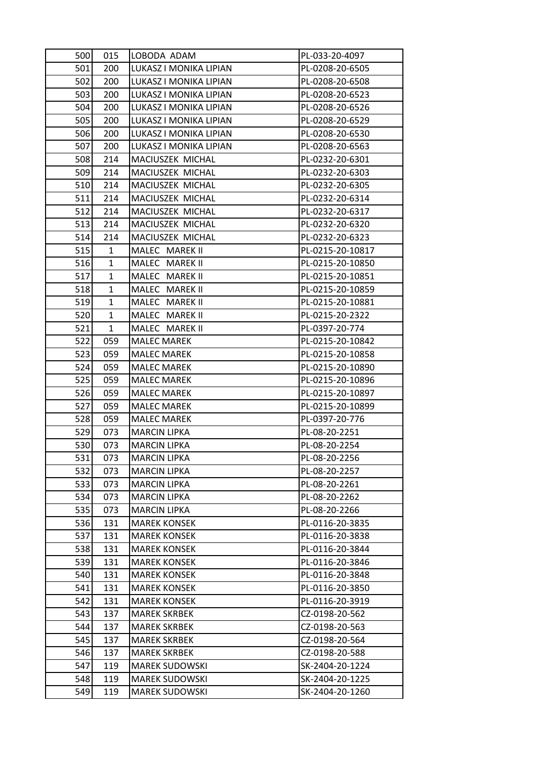| | | | |
|---|---|---|---|
| 500 | 015 | LOBODA ADAM | PL-033-20-4097 |
| 501 | 200 | LUKASZ I MONIKA LIPIAN | PL-0208-20-6505 |
| 502 | 200 | LUKASZ I MONIKA LIPIAN | PL-0208-20-6508 |
| 503 | 200 | LUKASZ I MONIKA LIPIAN | PL-0208-20-6523 |
| 504 | 200 | LUKASZ I MONIKA LIPIAN | PL-0208-20-6526 |
| 505 | 200 | LUKASZ I MONIKA LIPIAN | PL-0208-20-6529 |
| 506 | 200 | LUKASZ I MONIKA LIPIAN | PL-0208-20-6530 |
| 507 | 200 | LUKASZ I MONIKA LIPIAN | PL-0208-20-6563 |
| 508 | 214 | MACIUSZEK MICHAL | PL-0232-20-6301 |
| 509 | 214 | MACIUSZEK MICHAL | PL-0232-20-6303 |
| 510 | 214 | MACIUSZEK MICHAL | PL-0232-20-6305 |
| 511 | 214 | MACIUSZEK MICHAL | PL-0232-20-6314 |
| 512 | 214 | MACIUSZEK MICHAL | PL-0232-20-6317 |
| 513 | 214 | MACIUSZEK MICHAL | PL-0232-20-6320 |
| 514 | 214 | MACIUSZEK MICHAL | PL-0232-20-6323 |
| 515 | 1 | MALEC MAREK II | PL-0215-20-10817 |
| 516 | 1 | MALEC MAREK II | PL-0215-20-10850 |
| 517 | 1 | MALEC MAREK II | PL-0215-20-10851 |
| 518 | 1 | MALEC MAREK II | PL-0215-20-10859 |
| 519 | 1 | MALEC MAREK II | PL-0215-20-10881 |
| 520 | 1 | MALEC MAREK II | PL-0215-20-2322 |
| 521 | 1 | MALEC MAREK II | PL-0397-20-774 |
| 522 | 059 | MALEC MAREK | PL-0215-20-10842 |
| 523 | 059 | MALEC MAREK | PL-0215-20-10858 |
| 524 | 059 | MALEC MAREK | PL-0215-20-10890 |
| 525 | 059 | MALEC MAREK | PL-0215-20-10896 |
| 526 | 059 | MALEC MAREK | PL-0215-20-10897 |
| 527 | 059 | MALEC MAREK | PL-0215-20-10899 |
| 528 | 059 | MALEC MAREK | PL-0397-20-776 |
| 529 | 073 | MARCIN LIPKA | PL-08-20-2251 |
| 530 | 073 | MARCIN LIPKA | PL-08-20-2254 |
| 531 | 073 | MARCIN LIPKA | PL-08-20-2256 |
| 532 | 073 | MARCIN LIPKA | PL-08-20-2257 |
| 533 | 073 | MARCIN LIPKA | PL-08-20-2261 |
| 534 | 073 | MARCIN LIPKA | PL-08-20-2262 |
| 535 | 073 | MARCIN LIPKA | PL-08-20-2266 |
| 536 | 131 | MAREK KONSEK | PL-0116-20-3835 |
| 537 | 131 | MAREK KONSEK | PL-0116-20-3838 |
| 538 | 131 | MAREK KONSEK | PL-0116-20-3844 |
| 539 | 131 | MAREK KONSEK | PL-0116-20-3846 |
| 540 | 131 | MAREK KONSEK | PL-0116-20-3848 |
| 541 | 131 | MAREK KONSEK | PL-0116-20-3850 |
| 542 | 131 | MAREK KONSEK | PL-0116-20-3919 |
| 543 | 137 | MAREK SKRBEK | CZ-0198-20-562 |
| 544 | 137 | MAREK SKRBEK | CZ-0198-20-563 |
| 545 | 137 | MAREK SKRBEK | CZ-0198-20-564 |
| 546 | 137 | MAREK SKRBEK | CZ-0198-20-588 |
| 547 | 119 | MAREK SUDOWSKI | SK-2404-20-1224 |
| 548 | 119 | MAREK SUDOWSKI | SK-2404-20-1225 |
| 549 | 119 | MAREK SUDOWSKI | SK-2404-20-1260 |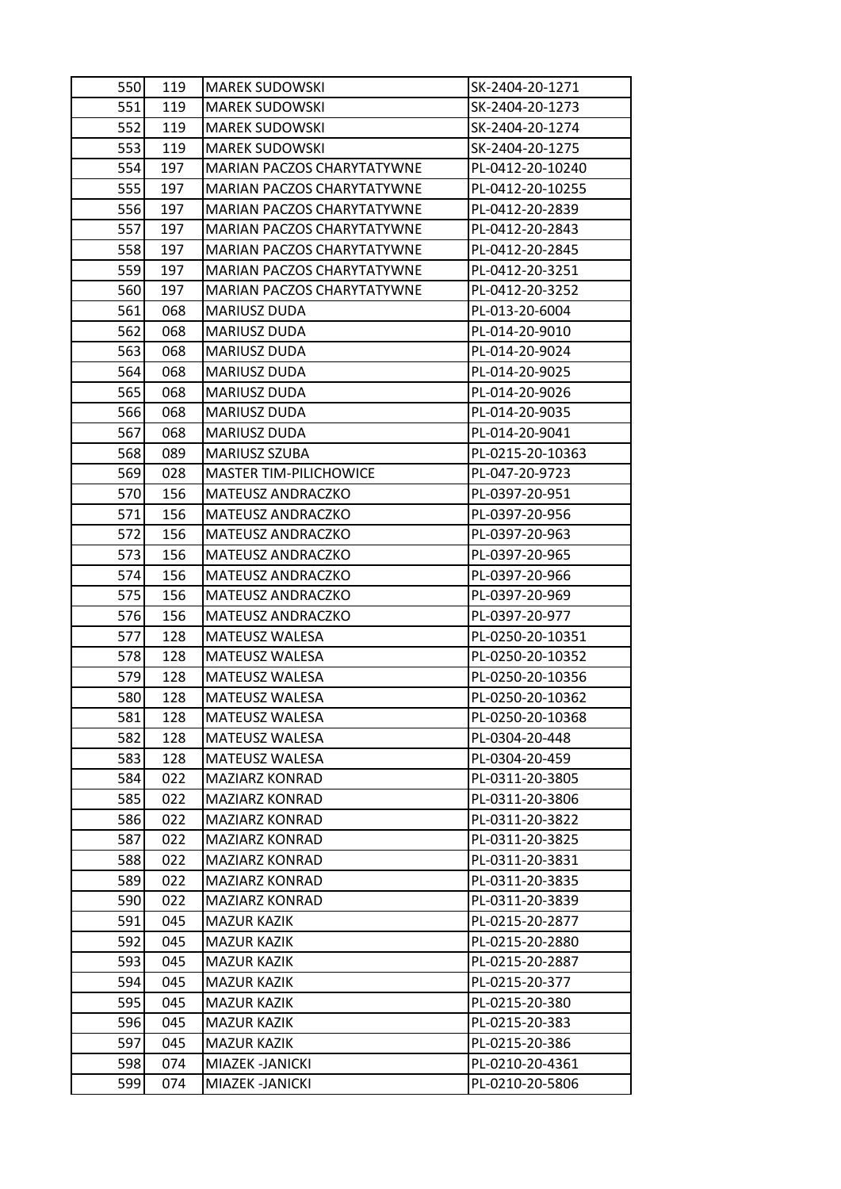| | | | |
|---|---|---|---|
| 550 | 119 | MAREK SUDOWSKI | SK-2404-20-1271 |
| 551 | 119 | MAREK SUDOWSKI | SK-2404-20-1273 |
| 552 | 119 | MAREK SUDOWSKI | SK-2404-20-1274 |
| 553 | 119 | MAREK SUDOWSKI | SK-2404-20-1275 |
| 554 | 197 | MARIAN PACZOS CHARYTATYWNE | PL-0412-20-10240 |
| 555 | 197 | MARIAN PACZOS CHARYTATYWNE | PL-0412-20-10255 |
| 556 | 197 | MARIAN PACZOS CHARYTATYWNE | PL-0412-20-2839 |
| 557 | 197 | MARIAN PACZOS CHARYTATYWNE | PL-0412-20-2843 |
| 558 | 197 | MARIAN PACZOS CHARYTATYWNE | PL-0412-20-2845 |
| 559 | 197 | MARIAN PACZOS CHARYTATYWNE | PL-0412-20-3251 |
| 560 | 197 | MARIAN PACZOS CHARYTATYWNE | PL-0412-20-3252 |
| 561 | 068 | MARIUSZ DUDA | PL-013-20-6004 |
| 562 | 068 | MARIUSZ DUDA | PL-014-20-9010 |
| 563 | 068 | MARIUSZ DUDA | PL-014-20-9024 |
| 564 | 068 | MARIUSZ DUDA | PL-014-20-9025 |
| 565 | 068 | MARIUSZ DUDA | PL-014-20-9026 |
| 566 | 068 | MARIUSZ DUDA | PL-014-20-9035 |
| 567 | 068 | MARIUSZ DUDA | PL-014-20-9041 |
| 568 | 089 | MARIUSZ SZUBA | PL-0215-20-10363 |
| 569 | 028 | MASTER TIM-PILICHOWICE | PL-047-20-9723 |
| 570 | 156 | MATEUSZ ANDRACZKO | PL-0397-20-951 |
| 571 | 156 | MATEUSZ ANDRACZKO | PL-0397-20-956 |
| 572 | 156 | MATEUSZ ANDRACZKO | PL-0397-20-963 |
| 573 | 156 | MATEUSZ ANDRACZKO | PL-0397-20-965 |
| 574 | 156 | MATEUSZ ANDRACZKO | PL-0397-20-966 |
| 575 | 156 | MATEUSZ ANDRACZKO | PL-0397-20-969 |
| 576 | 156 | MATEUSZ ANDRACZKO | PL-0397-20-977 |
| 577 | 128 | MATEUSZ WALESA | PL-0250-20-10351 |
| 578 | 128 | MATEUSZ WALESA | PL-0250-20-10352 |
| 579 | 128 | MATEUSZ WALESA | PL-0250-20-10356 |
| 580 | 128 | MATEUSZ WALESA | PL-0250-20-10362 |
| 581 | 128 | MATEUSZ WALESA | PL-0250-20-10368 |
| 582 | 128 | MATEUSZ WALESA | PL-0304-20-448 |
| 583 | 128 | MATEUSZ WALESA | PL-0304-20-459 |
| 584 | 022 | MAZIARZ KONRAD | PL-0311-20-3805 |
| 585 | 022 | MAZIARZ KONRAD | PL-0311-20-3806 |
| 586 | 022 | MAZIARZ KONRAD | PL-0311-20-3822 |
| 587 | 022 | MAZIARZ KONRAD | PL-0311-20-3825 |
| 588 | 022 | MAZIARZ KONRAD | PL-0311-20-3831 |
| 589 | 022 | MAZIARZ KONRAD | PL-0311-20-3835 |
| 590 | 022 | MAZIARZ KONRAD | PL-0311-20-3839 |
| 591 | 045 | MAZUR KAZIK | PL-0215-20-2877 |
| 592 | 045 | MAZUR KAZIK | PL-0215-20-2880 |
| 593 | 045 | MAZUR KAZIK | PL-0215-20-2887 |
| 594 | 045 | MAZUR KAZIK | PL-0215-20-377 |
| 595 | 045 | MAZUR KAZIK | PL-0215-20-380 |
| 596 | 045 | MAZUR KAZIK | PL-0215-20-383 |
| 597 | 045 | MAZUR KAZIK | PL-0215-20-386 |
| 598 | 074 | MIAZEK -JANICKI | PL-0210-20-4361 |
| 599 | 074 | MIAZEK -JANICKI | PL-0210-20-5806 |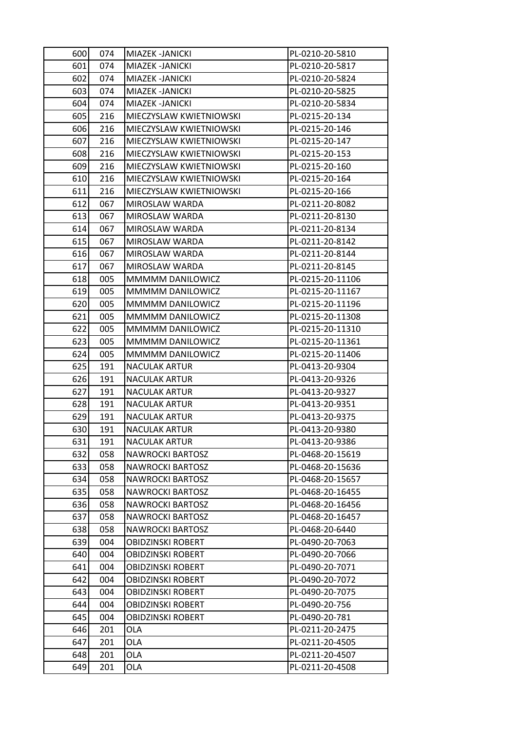| | | | |
|---|---|---|---|
| 600 | 074 | MIAZEK -JANICKI | PL-0210-20-5810 |
| 601 | 074 | MIAZEK -JANICKI | PL-0210-20-5817 |
| 602 | 074 | MIAZEK -JANICKI | PL-0210-20-5824 |
| 603 | 074 | MIAZEK -JANICKI | PL-0210-20-5825 |
| 604 | 074 | MIAZEK -JANICKI | PL-0210-20-5834 |
| 605 | 216 | MIECZYSLAW KWIETNIOWSKI | PL-0215-20-134 |
| 606 | 216 | MIECZYSLAW KWIETNIOWSKI | PL-0215-20-146 |
| 607 | 216 | MIECZYSLAW KWIETNIOWSKI | PL-0215-20-147 |
| 608 | 216 | MIECZYSLAW KWIETNIOWSKI | PL-0215-20-153 |
| 609 | 216 | MIECZYSLAW KWIETNIOWSKI | PL-0215-20-160 |
| 610 | 216 | MIECZYSLAW KWIETNIOWSKI | PL-0215-20-164 |
| 611 | 216 | MIECZYSLAW KWIETNIOWSKI | PL-0215-20-166 |
| 612 | 067 | MIROSLAW WARDA | PL-0211-20-8082 |
| 613 | 067 | MIROSLAW WARDA | PL-0211-20-8130 |
| 614 | 067 | MIROSLAW WARDA | PL-0211-20-8134 |
| 615 | 067 | MIROSLAW WARDA | PL-0211-20-8142 |
| 616 | 067 | MIROSLAW WARDA | PL-0211-20-8144 |
| 617 | 067 | MIROSLAW WARDA | PL-0211-20-8145 |
| 618 | 005 | MMMMM DANILOWICZ | PL-0215-20-11106 |
| 619 | 005 | MMMMM DANILOWICZ | PL-0215-20-11167 |
| 620 | 005 | MMMMM DANILOWICZ | PL-0215-20-11196 |
| 621 | 005 | MMMMM DANILOWICZ | PL-0215-20-11308 |
| 622 | 005 | MMMMM DANILOWICZ | PL-0215-20-11310 |
| 623 | 005 | MMMMM DANILOWICZ | PL-0215-20-11361 |
| 624 | 005 | MMMMM DANILOWICZ | PL-0215-20-11406 |
| 625 | 191 | NACULAK ARTUR | PL-0413-20-9304 |
| 626 | 191 | NACULAK ARTUR | PL-0413-20-9326 |
| 627 | 191 | NACULAK ARTUR | PL-0413-20-9327 |
| 628 | 191 | NACULAK ARTUR | PL-0413-20-9351 |
| 629 | 191 | NACULAK ARTUR | PL-0413-20-9375 |
| 630 | 191 | NACULAK ARTUR | PL-0413-20-9380 |
| 631 | 191 | NACULAK ARTUR | PL-0413-20-9386 |
| 632 | 058 | NAWROCKI BARTOSZ | PL-0468-20-15619 |
| 633 | 058 | NAWROCKI BARTOSZ | PL-0468-20-15636 |
| 634 | 058 | NAWROCKI BARTOSZ | PL-0468-20-15657 |
| 635 | 058 | NAWROCKI BARTOSZ | PL-0468-20-16455 |
| 636 | 058 | NAWROCKI BARTOSZ | PL-0468-20-16456 |
| 637 | 058 | NAWROCKI BARTOSZ | PL-0468-20-16457 |
| 638 | 058 | NAWROCKI BARTOSZ | PL-0468-20-6440 |
| 639 | 004 | OBIDZINSKI ROBERT | PL-0490-20-7063 |
| 640 | 004 | OBIDZINSKI ROBERT | PL-0490-20-7066 |
| 641 | 004 | OBIDZINSKI ROBERT | PL-0490-20-7071 |
| 642 | 004 | OBIDZINSKI ROBERT | PL-0490-20-7072 |
| 643 | 004 | OBIDZINSKI ROBERT | PL-0490-20-7075 |
| 644 | 004 | OBIDZINSKI ROBERT | PL-0490-20-756 |
| 645 | 004 | OBIDZINSKI ROBERT | PL-0490-20-781 |
| 646 | 201 | OLA | PL-0211-20-2475 |
| 647 | 201 | OLA | PL-0211-20-4505 |
| 648 | 201 | OLA | PL-0211-20-4507 |
| 649 | 201 | OLA | PL-0211-20-4508 |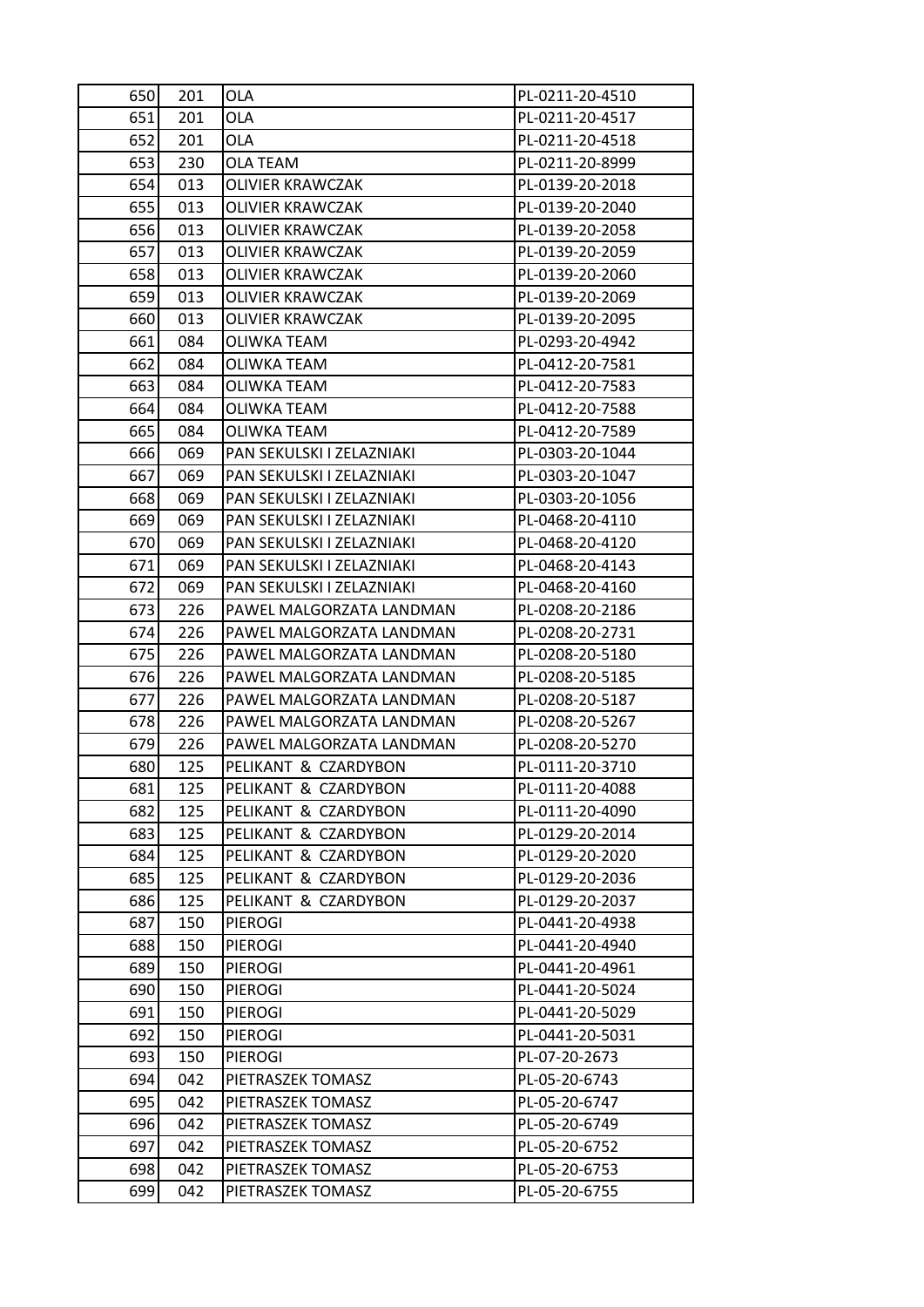| 650 | 201 | OLA | PL-0211-20-4510 |
|---|---|---|---|
| 651 | 201 | OLA | PL-0211-20-4517 |
| 652 | 201 | OLA | PL-0211-20-4518 |
| 653 | 230 | OLA TEAM | PL-0211-20-8999 |
| 654 | 013 | OLIVIER KRAWCZAK | PL-0139-20-2018 |
| 655 | 013 | OLIVIER KRAWCZAK | PL-0139-20-2040 |
| 656 | 013 | OLIVIER KRAWCZAK | PL-0139-20-2058 |
| 657 | 013 | OLIVIER KRAWCZAK | PL-0139-20-2059 |
| 658 | 013 | OLIVIER KRAWCZAK | PL-0139-20-2060 |
| 659 | 013 | OLIVIER KRAWCZAK | PL-0139-20-2069 |
| 660 | 013 | OLIVIER KRAWCZAK | PL-0139-20-2095 |
| 661 | 084 | OLIWKA TEAM | PL-0293-20-4942 |
| 662 | 084 | OLIWKA TEAM | PL-0412-20-7581 |
| 663 | 084 | OLIWKA TEAM | PL-0412-20-7583 |
| 664 | 084 | OLIWKA TEAM | PL-0412-20-7588 |
| 665 | 084 | OLIWKA TEAM | PL-0412-20-7589 |
| 666 | 069 | PAN SEKULSKI I ZELAZNIAKI | PL-0303-20-1044 |
| 667 | 069 | PAN SEKULSKI I ZELAZNIAKI | PL-0303-20-1047 |
| 668 | 069 | PAN SEKULSKI I ZELAZNIAKI | PL-0303-20-1056 |
| 669 | 069 | PAN SEKULSKI I ZELAZNIAKI | PL-0468-20-4110 |
| 670 | 069 | PAN SEKULSKI I ZELAZNIAKI | PL-0468-20-4120 |
| 671 | 069 | PAN SEKULSKI I ZELAZNIAKI | PL-0468-20-4143 |
| 672 | 069 | PAN SEKULSKI I ZELAZNIAKI | PL-0468-20-4160 |
| 673 | 226 | PAWEL MALGORZATA LANDMAN | PL-0208-20-2186 |
| 674 | 226 | PAWEL MALGORZATA LANDMAN | PL-0208-20-2731 |
| 675 | 226 | PAWEL MALGORZATA LANDMAN | PL-0208-20-5180 |
| 676 | 226 | PAWEL MALGORZATA LANDMAN | PL-0208-20-5185 |
| 677 | 226 | PAWEL MALGORZATA LANDMAN | PL-0208-20-5187 |
| 678 | 226 | PAWEL MALGORZATA LANDMAN | PL-0208-20-5267 |
| 679 | 226 | PAWEL MALGORZATA LANDMAN | PL-0208-20-5270 |
| 680 | 125 | PELIKANT & CZARDYBON | PL-0111-20-3710 |
| 681 | 125 | PELIKANT & CZARDYBON | PL-0111-20-4088 |
| 682 | 125 | PELIKANT & CZARDYBON | PL-0111-20-4090 |
| 683 | 125 | PELIKANT & CZARDYBON | PL-0129-20-2014 |
| 684 | 125 | PELIKANT & CZARDYBON | PL-0129-20-2020 |
| 685 | 125 | PELIKANT & CZARDYBON | PL-0129-20-2036 |
| 686 | 125 | PELIKANT & CZARDYBON | PL-0129-20-2037 |
| 687 | 150 | PIEROGI | PL-0441-20-4938 |
| 688 | 150 | PIEROGI | PL-0441-20-4940 |
| 689 | 150 | PIEROGI | PL-0441-20-4961 |
| 690 | 150 | PIEROGI | PL-0441-20-5024 |
| 691 | 150 | PIEROGI | PL-0441-20-5029 |
| 692 | 150 | PIEROGI | PL-0441-20-5031 |
| 693 | 150 | PIEROGI | PL-07-20-2673 |
| 694 | 042 | PIETRASZEK TOMASZ | PL-05-20-6743 |
| 695 | 042 | PIETRASZEK TOMASZ | PL-05-20-6747 |
| 696 | 042 | PIETRASZEK TOMASZ | PL-05-20-6749 |
| 697 | 042 | PIETRASZEK TOMASZ | PL-05-20-6752 |
| 698 | 042 | PIETRASZEK TOMASZ | PL-05-20-6753 |
| 699 | 042 | PIETRASZEK TOMASZ | PL-05-20-6755 |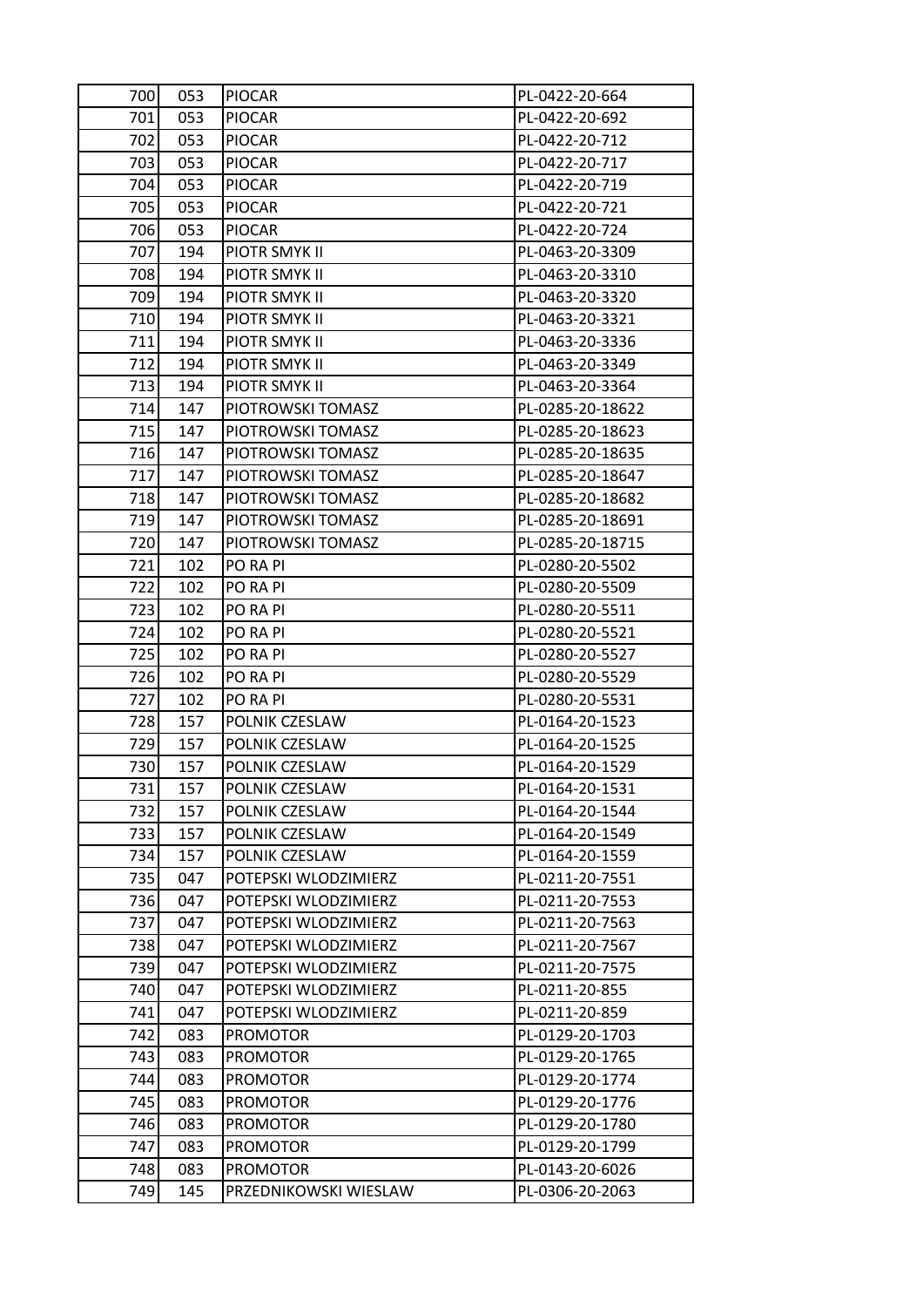| | | | |
|---|---|---|---|
| 700 | 053 | PIOCAR | PL-0422-20-664 |
| 701 | 053 | PIOCAR | PL-0422-20-692 |
| 702 | 053 | PIOCAR | PL-0422-20-712 |
| 703 | 053 | PIOCAR | PL-0422-20-717 |
| 704 | 053 | PIOCAR | PL-0422-20-719 |
| 705 | 053 | PIOCAR | PL-0422-20-721 |
| 706 | 053 | PIOCAR | PL-0422-20-724 |
| 707 | 194 | PIOTR SMYK II | PL-0463-20-3309 |
| 708 | 194 | PIOTR SMYK II | PL-0463-20-3310 |
| 709 | 194 | PIOTR SMYK II | PL-0463-20-3320 |
| 710 | 194 | PIOTR SMYK II | PL-0463-20-3321 |
| 711 | 194 | PIOTR SMYK II | PL-0463-20-3336 |
| 712 | 194 | PIOTR SMYK II | PL-0463-20-3349 |
| 713 | 194 | PIOTR SMYK II | PL-0463-20-3364 |
| 714 | 147 | PIOTROWSKI TOMASZ | PL-0285-20-18622 |
| 715 | 147 | PIOTROWSKI TOMASZ | PL-0285-20-18623 |
| 716 | 147 | PIOTROWSKI TOMASZ | PL-0285-20-18635 |
| 717 | 147 | PIOTROWSKI TOMASZ | PL-0285-20-18647 |
| 718 | 147 | PIOTROWSKI TOMASZ | PL-0285-20-18682 |
| 719 | 147 | PIOTROWSKI TOMASZ | PL-0285-20-18691 |
| 720 | 147 | PIOTROWSKI TOMASZ | PL-0285-20-18715 |
| 721 | 102 | PO RA PI | PL-0280-20-5502 |
| 722 | 102 | PO RA PI | PL-0280-20-5509 |
| 723 | 102 | PO RA PI | PL-0280-20-5511 |
| 724 | 102 | PO RA PI | PL-0280-20-5521 |
| 725 | 102 | PO RA PI | PL-0280-20-5527 |
| 726 | 102 | PO RA PI | PL-0280-20-5529 |
| 727 | 102 | PO RA PI | PL-0280-20-5531 |
| 728 | 157 | POLNIK CZESLAW | PL-0164-20-1523 |
| 729 | 157 | POLNIK CZESLAW | PL-0164-20-1525 |
| 730 | 157 | POLNIK CZESLAW | PL-0164-20-1529 |
| 731 | 157 | POLNIK CZESLAW | PL-0164-20-1531 |
| 732 | 157 | POLNIK CZESLAW | PL-0164-20-1544 |
| 733 | 157 | POLNIK CZESLAW | PL-0164-20-1549 |
| 734 | 157 | POLNIK CZESLAW | PL-0164-20-1559 |
| 735 | 047 | POTEPSKI WLODZIMIERZ | PL-0211-20-7551 |
| 736 | 047 | POTEPSKI WLODZIMIERZ | PL-0211-20-7553 |
| 737 | 047 | POTEPSKI WLODZIMIERZ | PL-0211-20-7563 |
| 738 | 047 | POTEPSKI WLODZIMIERZ | PL-0211-20-7567 |
| 739 | 047 | POTEPSKI WLODZIMIERZ | PL-0211-20-7575 |
| 740 | 047 | POTEPSKI WLODZIMIERZ | PL-0211-20-855 |
| 741 | 047 | POTEPSKI WLODZIMIERZ | PL-0211-20-859 |
| 742 | 083 | PROMOTOR | PL-0129-20-1703 |
| 743 | 083 | PROMOTOR | PL-0129-20-1765 |
| 744 | 083 | PROMOTOR | PL-0129-20-1774 |
| 745 | 083 | PROMOTOR | PL-0129-20-1776 |
| 746 | 083 | PROMOTOR | PL-0129-20-1780 |
| 747 | 083 | PROMOTOR | PL-0129-20-1799 |
| 748 | 083 | PROMOTOR | PL-0143-20-6026 |
| 749 | 145 | PRZEDNIKOWSKI WIESLAW | PL-0306-20-2063 |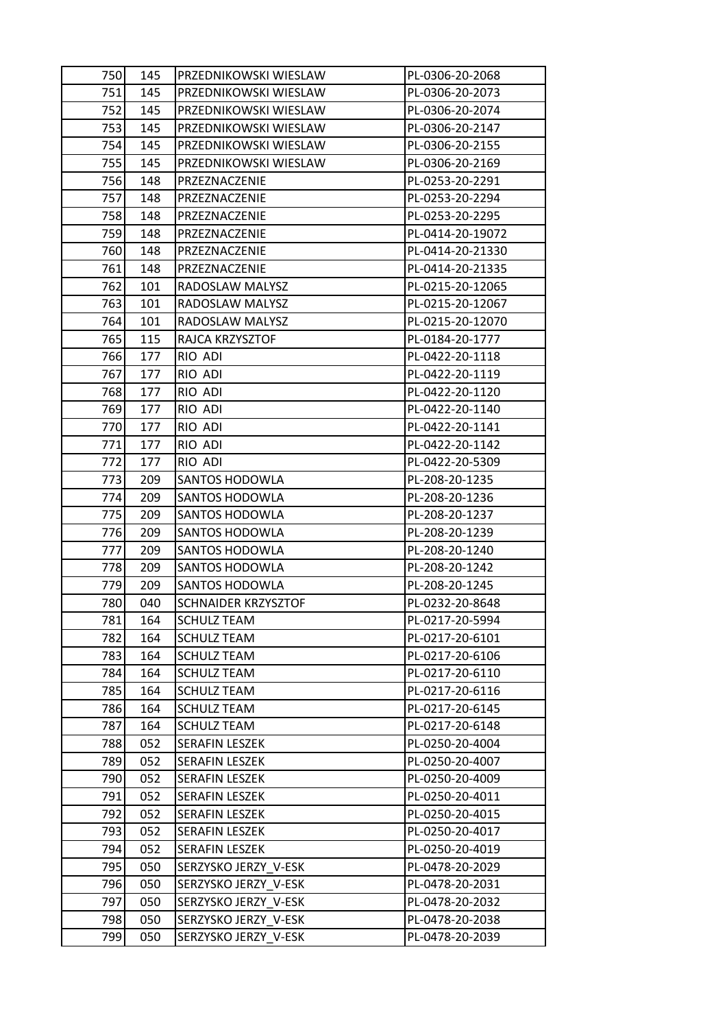| 750 | 145 | PRZEDNIKOWSKI WIESLAW | PL-0306-20-2068 |
|---|---|---|---|
| 751 | 145 | PRZEDNIKOWSKI WIESLAW | PL-0306-20-2073 |
| 752 | 145 | PRZEDNIKOWSKI WIESLAW | PL-0306-20-2074 |
| 753 | 145 | PRZEDNIKOWSKI WIESLAW | PL-0306-20-2147 |
| 754 | 145 | PRZEDNIKOWSKI WIESLAW | PL-0306-20-2155 |
| 755 | 145 | PRZEDNIKOWSKI WIESLAW | PL-0306-20-2169 |
| 756 | 148 | PRZEZNACZENIE | PL-0253-20-2291 |
| 757 | 148 | PRZEZNACZENIE | PL-0253-20-2294 |
| 758 | 148 | PRZEZNACZENIE | PL-0253-20-2295 |
| 759 | 148 | PRZEZNACZENIE | PL-0414-20-19072 |
| 760 | 148 | PRZEZNACZENIE | PL-0414-20-21330 |
| 761 | 148 | PRZEZNACZENIE | PL-0414-20-21335 |
| 762 | 101 | RADOSLAW MALYSZ | PL-0215-20-12065 |
| 763 | 101 | RADOSLAW MALYSZ | PL-0215-20-12067 |
| 764 | 101 | RADOSLAW MALYSZ | PL-0215-20-12070 |
| 765 | 115 | RAJCA KRZYSZTOF | PL-0184-20-1777 |
| 766 | 177 | RIO ADI | PL-0422-20-1118 |
| 767 | 177 | RIO ADI | PL-0422-20-1119 |
| 768 | 177 | RIO ADI | PL-0422-20-1120 |
| 769 | 177 | RIO ADI | PL-0422-20-1140 |
| 770 | 177 | RIO ADI | PL-0422-20-1141 |
| 771 | 177 | RIO ADI | PL-0422-20-1142 |
| 772 | 177 | RIO ADI | PL-0422-20-5309 |
| 773 | 209 | SANTOS HODOWLA | PL-208-20-1235 |
| 774 | 209 | SANTOS HODOWLA | PL-208-20-1236 |
| 775 | 209 | SANTOS HODOWLA | PL-208-20-1237 |
| 776 | 209 | SANTOS HODOWLA | PL-208-20-1239 |
| 777 | 209 | SANTOS HODOWLA | PL-208-20-1240 |
| 778 | 209 | SANTOS HODOWLA | PL-208-20-1242 |
| 779 | 209 | SANTOS HODOWLA | PL-208-20-1245 |
| 780 | 040 | SCHNAIDER KRZYSZTOF | PL-0232-20-8648 |
| 781 | 164 | SCHULZ TEAM | PL-0217-20-5994 |
| 782 | 164 | SCHULZ TEAM | PL-0217-20-6101 |
| 783 | 164 | SCHULZ TEAM | PL-0217-20-6106 |
| 784 | 164 | SCHULZ TEAM | PL-0217-20-6110 |
| 785 | 164 | SCHULZ TEAM | PL-0217-20-6116 |
| 786 | 164 | SCHULZ TEAM | PL-0217-20-6145 |
| 787 | 164 | SCHULZ TEAM | PL-0217-20-6148 |
| 788 | 052 | SERAFIN LESZEK | PL-0250-20-4004 |
| 789 | 052 | SERAFIN LESZEK | PL-0250-20-4007 |
| 790 | 052 | SERAFIN LESZEK | PL-0250-20-4009 |
| 791 | 052 | SERAFIN LESZEK | PL-0250-20-4011 |
| 792 | 052 | SERAFIN LESZEK | PL-0250-20-4015 |
| 793 | 052 | SERAFIN LESZEK | PL-0250-20-4017 |
| 794 | 052 | SERAFIN LESZEK | PL-0250-20-4019 |
| 795 | 050 | SERZYSKO JERZY_V-ESK | PL-0478-20-2029 |
| 796 | 050 | SERZYSKO JERZY_V-ESK | PL-0478-20-2031 |
| 797 | 050 | SERZYSKO JERZY_V-ESK | PL-0478-20-2032 |
| 798 | 050 | SERZYSKO JERZY_V-ESK | PL-0478-20-2038 |
| 799 | 050 | SERZYSKO JERZY_V-ESK | PL-0478-20-2039 |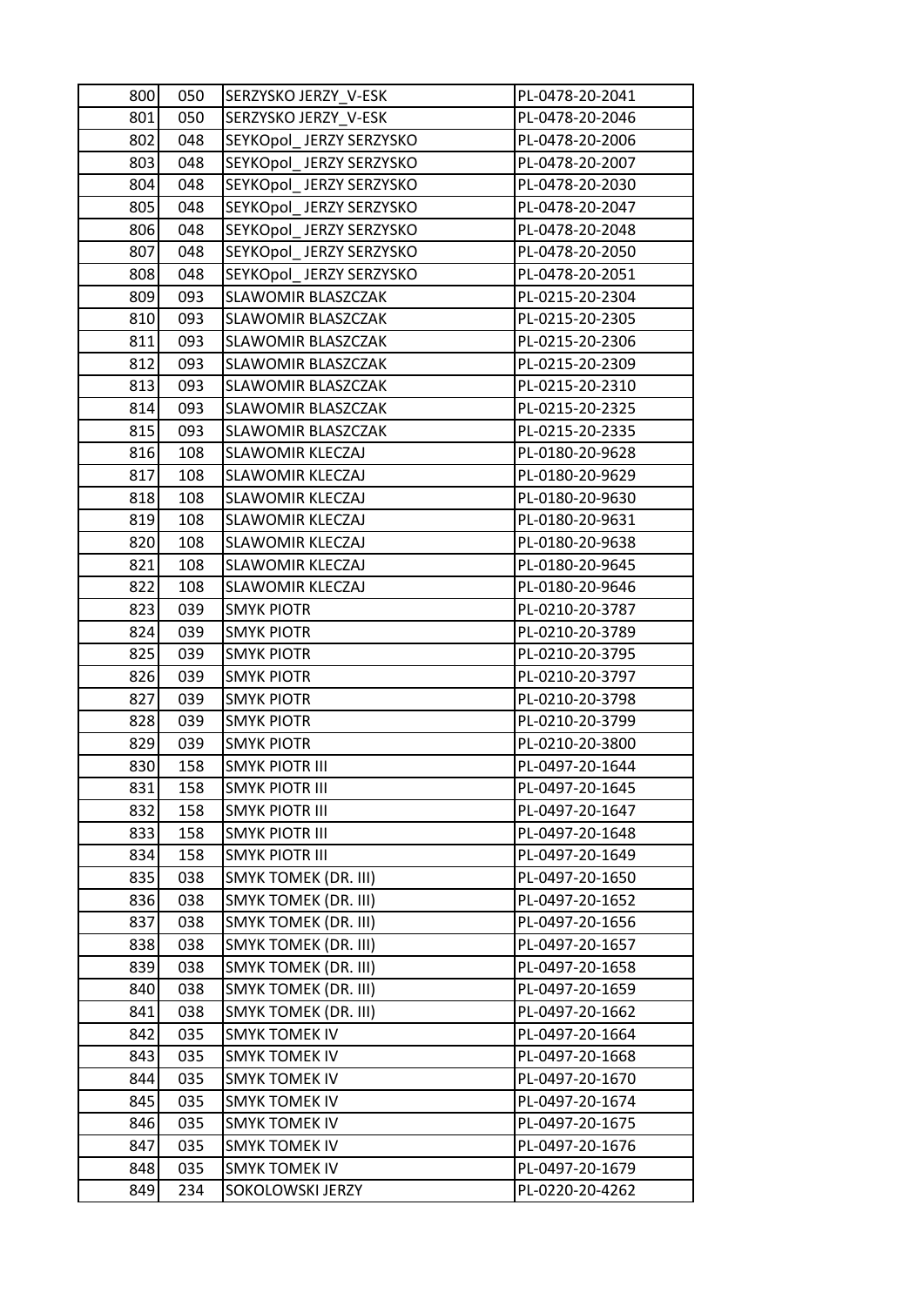| | | | |
|---|---|---|---|
| 800 | 050 | SERZYSKO JERZY_V-ESK | PL-0478-20-2041 |
| 801 | 050 | SERZYSKO JERZY_V-ESK | PL-0478-20-2046 |
| 802 | 048 | SEYKOpol_ JERZY SERZYSKO | PL-0478-20-2006 |
| 803 | 048 | SEYKOpol_ JERZY SERZYSKO | PL-0478-20-2007 |
| 804 | 048 | SEYKOpol_ JERZY SERZYSKO | PL-0478-20-2030 |
| 805 | 048 | SEYKOpol_ JERZY SERZYSKO | PL-0478-20-2047 |
| 806 | 048 | SEYKOpol_ JERZY SERZYSKO | PL-0478-20-2048 |
| 807 | 048 | SEYKOpol_ JERZY SERZYSKO | PL-0478-20-2050 |
| 808 | 048 | SEYKOpol_ JERZY SERZYSKO | PL-0478-20-2051 |
| 809 | 093 | SLAWOMIR BLASZCZAK | PL-0215-20-2304 |
| 810 | 093 | SLAWOMIR BLASZCZAK | PL-0215-20-2305 |
| 811 | 093 | SLAWOMIR BLASZCZAK | PL-0215-20-2306 |
| 812 | 093 | SLAWOMIR BLASZCZAK | PL-0215-20-2309 |
| 813 | 093 | SLAWOMIR BLASZCZAK | PL-0215-20-2310 |
| 814 | 093 | SLAWOMIR BLASZCZAK | PL-0215-20-2325 |
| 815 | 093 | SLAWOMIR BLASZCZAK | PL-0215-20-2335 |
| 816 | 108 | SLAWOMIR KLECZAJ | PL-0180-20-9628 |
| 817 | 108 | SLAWOMIR KLECZAJ | PL-0180-20-9629 |
| 818 | 108 | SLAWOMIR KLECZAJ | PL-0180-20-9630 |
| 819 | 108 | SLAWOMIR KLECZAJ | PL-0180-20-9631 |
| 820 | 108 | SLAWOMIR KLECZAJ | PL-0180-20-9638 |
| 821 | 108 | SLAWOMIR KLECZAJ | PL-0180-20-9645 |
| 822 | 108 | SLAWOMIR KLECZAJ | PL-0180-20-9646 |
| 823 | 039 | SMYK PIOTR | PL-0210-20-3787 |
| 824 | 039 | SMYK PIOTR | PL-0210-20-3789 |
| 825 | 039 | SMYK PIOTR | PL-0210-20-3795 |
| 826 | 039 | SMYK PIOTR | PL-0210-20-3797 |
| 827 | 039 | SMYK PIOTR | PL-0210-20-3798 |
| 828 | 039 | SMYK PIOTR | PL-0210-20-3799 |
| 829 | 039 | SMYK PIOTR | PL-0210-20-3800 |
| 830 | 158 | SMYK PIOTR III | PL-0497-20-1644 |
| 831 | 158 | SMYK PIOTR III | PL-0497-20-1645 |
| 832 | 158 | SMYK PIOTR III | PL-0497-20-1647 |
| 833 | 158 | SMYK PIOTR III | PL-0497-20-1648 |
| 834 | 158 | SMYK PIOTR III | PL-0497-20-1649 |
| 835 | 038 | SMYK TOMEK (DR. III) | PL-0497-20-1650 |
| 836 | 038 | SMYK TOMEK (DR. III) | PL-0497-20-1652 |
| 837 | 038 | SMYK TOMEK (DR. III) | PL-0497-20-1656 |
| 838 | 038 | SMYK TOMEK (DR. III) | PL-0497-20-1657 |
| 839 | 038 | SMYK TOMEK (DR. III) | PL-0497-20-1658 |
| 840 | 038 | SMYK TOMEK (DR. III) | PL-0497-20-1659 |
| 841 | 038 | SMYK TOMEK (DR. III) | PL-0497-20-1662 |
| 842 | 035 | SMYK TOMEK IV | PL-0497-20-1664 |
| 843 | 035 | SMYK TOMEK IV | PL-0497-20-1668 |
| 844 | 035 | SMYK TOMEK IV | PL-0497-20-1670 |
| 845 | 035 | SMYK TOMEK IV | PL-0497-20-1674 |
| 846 | 035 | SMYK TOMEK IV | PL-0497-20-1675 |
| 847 | 035 | SMYK TOMEK IV | PL-0497-20-1676 |
| 848 | 035 | SMYK TOMEK IV | PL-0497-20-1679 |
| 849 | 234 | SOKOLOWSKI JERZY | PL-0220-20-4262 |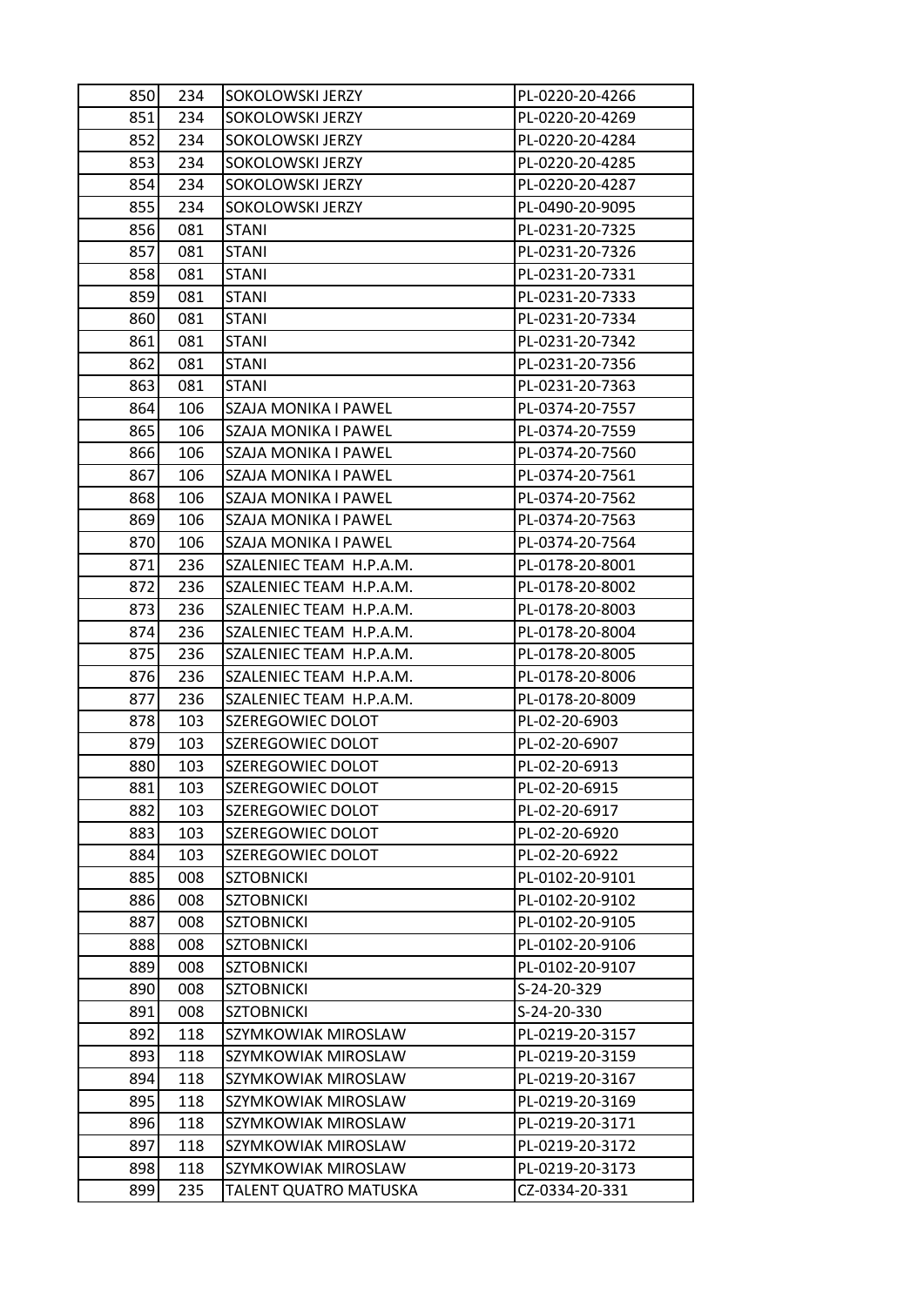| | | | |
|---|---|---|---|
| 850 | 234 | SOKOLOWSKI JERZY | PL-0220-20-4266 |
| 851 | 234 | SOKOLOWSKI JERZY | PL-0220-20-4269 |
| 852 | 234 | SOKOLOWSKI JERZY | PL-0220-20-4284 |
| 853 | 234 | SOKOLOWSKI JERZY | PL-0220-20-4285 |
| 854 | 234 | SOKOLOWSKI JERZY | PL-0220-20-4287 |
| 855 | 234 | SOKOLOWSKI JERZY | PL-0490-20-9095 |
| 856 | 081 | STANI | PL-0231-20-7325 |
| 857 | 081 | STANI | PL-0231-20-7326 |
| 858 | 081 | STANI | PL-0231-20-7331 |
| 859 | 081 | STANI | PL-0231-20-7333 |
| 860 | 081 | STANI | PL-0231-20-7334 |
| 861 | 081 | STANI | PL-0231-20-7342 |
| 862 | 081 | STANI | PL-0231-20-7356 |
| 863 | 081 | STANI | PL-0231-20-7363 |
| 864 | 106 | SZAJA MONIKA I PAWEL | PL-0374-20-7557 |
| 865 | 106 | SZAJA MONIKA I PAWEL | PL-0374-20-7559 |
| 866 | 106 | SZAJA MONIKA I PAWEL | PL-0374-20-7560 |
| 867 | 106 | SZAJA MONIKA I PAWEL | PL-0374-20-7561 |
| 868 | 106 | SZAJA MONIKA I PAWEL | PL-0374-20-7562 |
| 869 | 106 | SZAJA MONIKA I PAWEL | PL-0374-20-7563 |
| 870 | 106 | SZAJA MONIKA I PAWEL | PL-0374-20-7564 |
| 871 | 236 | SZALENIEC TEAM H.P.A.M. | PL-0178-20-8001 |
| 872 | 236 | SZALENIEC TEAM H.P.A.M. | PL-0178-20-8002 |
| 873 | 236 | SZALENIEC TEAM H.P.A.M. | PL-0178-20-8003 |
| 874 | 236 | SZALENIEC TEAM H.P.A.M. | PL-0178-20-8004 |
| 875 | 236 | SZALENIEC TEAM H.P.A.M. | PL-0178-20-8005 |
| 876 | 236 | SZALENIEC TEAM H.P.A.M. | PL-0178-20-8006 |
| 877 | 236 | SZALENIEC TEAM H.P.A.M. | PL-0178-20-8009 |
| 878 | 103 | SZEREGOWIEC DOLOT | PL-02-20-6903 |
| 879 | 103 | SZEREGOWIEC DOLOT | PL-02-20-6907 |
| 880 | 103 | SZEREGOWIEC DOLOT | PL-02-20-6913 |
| 881 | 103 | SZEREGOWIEC DOLOT | PL-02-20-6915 |
| 882 | 103 | SZEREGOWIEC DOLOT | PL-02-20-6917 |
| 883 | 103 | SZEREGOWIEC DOLOT | PL-02-20-6920 |
| 884 | 103 | SZEREGOWIEC DOLOT | PL-02-20-6922 |
| 885 | 008 | SZTOBNICKI | PL-0102-20-9101 |
| 886 | 008 | SZTOBNICKI | PL-0102-20-9102 |
| 887 | 008 | SZTOBNICKI | PL-0102-20-9105 |
| 888 | 008 | SZTOBNICKI | PL-0102-20-9106 |
| 889 | 008 | SZTOBNICKI | PL-0102-20-9107 |
| 890 | 008 | SZTOBNICKI | S-24-20-329 |
| 891 | 008 | SZTOBNICKI | S-24-20-330 |
| 892 | 118 | SZYMKOWIAK MIROSLAW | PL-0219-20-3157 |
| 893 | 118 | SZYMKOWIAK MIROSLAW | PL-0219-20-3159 |
| 894 | 118 | SZYMKOWIAK MIROSLAW | PL-0219-20-3167 |
| 895 | 118 | SZYMKOWIAK MIROSLAW | PL-0219-20-3169 |
| 896 | 118 | SZYMKOWIAK MIROSLAW | PL-0219-20-3171 |
| 897 | 118 | SZYMKOWIAK MIROSLAW | PL-0219-20-3172 |
| 898 | 118 | SZYMKOWIAK MIROSLAW | PL-0219-20-3173 |
| 899 | 235 | TALENT QUATRO MATUSKA | CZ-0334-20-331 |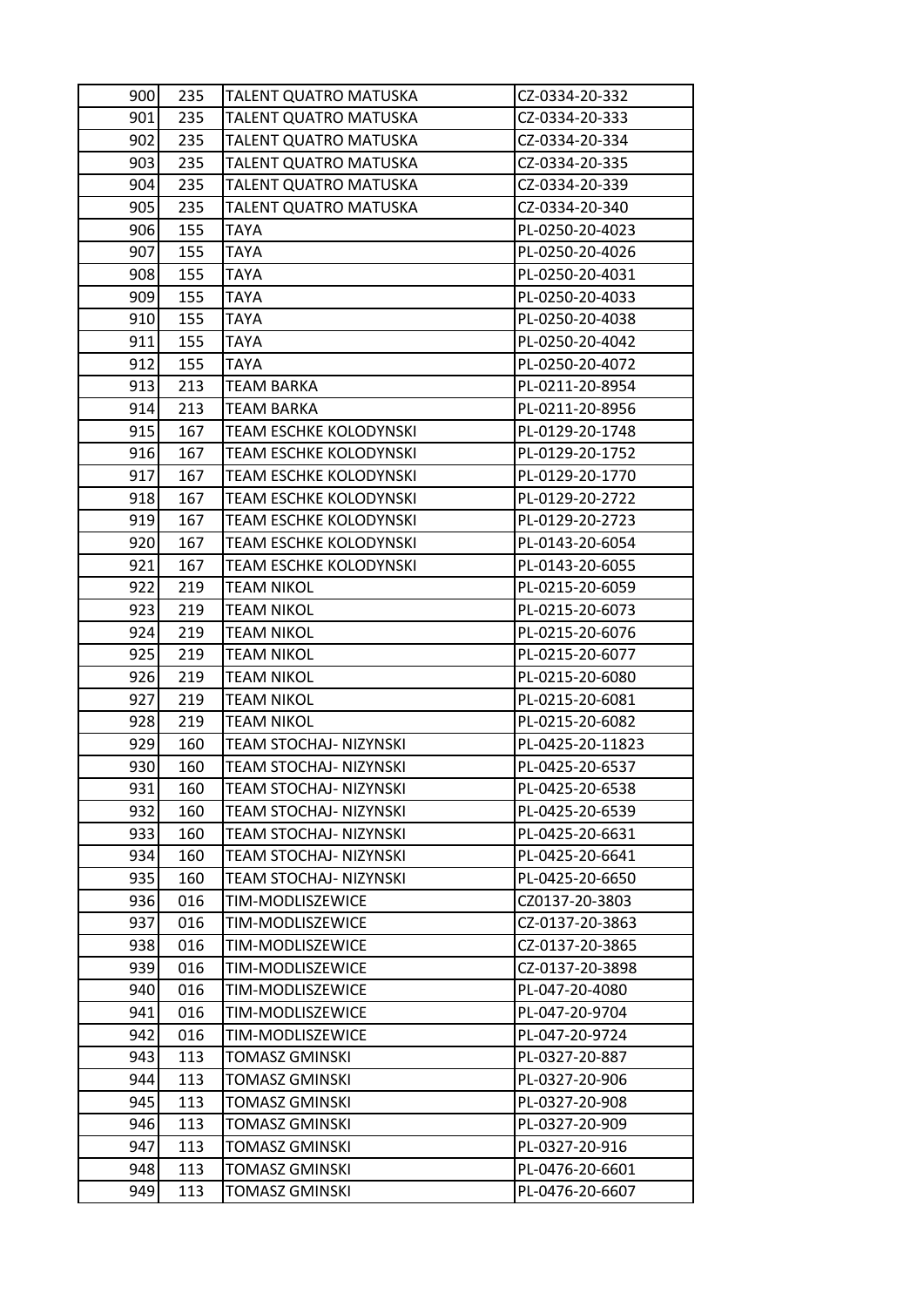| 900 | 235 | TALENT QUATRO MATUSKA | CZ-0334-20-332 |
|---|---|---|---|
| 901 | 235 | TALENT QUATRO MATUSKA | CZ-0334-20-333 |
| 902 | 235 | TALENT QUATRO MATUSKA | CZ-0334-20-334 |
| 903 | 235 | TALENT QUATRO MATUSKA | CZ-0334-20-335 |
| 904 | 235 | TALENT QUATRO MATUSKA | CZ-0334-20-339 |
| 905 | 235 | TALENT QUATRO MATUSKA | CZ-0334-20-340 |
| 906 | 155 | TAYA | PL-0250-20-4023 |
| 907 | 155 | TAYA | PL-0250-20-4026 |
| 908 | 155 | TAYA | PL-0250-20-4031 |
| 909 | 155 | TAYA | PL-0250-20-4033 |
| 910 | 155 | TAYA | PL-0250-20-4038 |
| 911 | 155 | TAYA | PL-0250-20-4042 |
| 912 | 155 | TAYA | PL-0250-20-4072 |
| 913 | 213 | TEAM BARKA | PL-0211-20-8954 |
| 914 | 213 | TEAM BARKA | PL-0211-20-8956 |
| 915 | 167 | TEAM ESCHKE KOLODYNSKI | PL-0129-20-1748 |
| 916 | 167 | TEAM ESCHKE KOLODYNSKI | PL-0129-20-1752 |
| 917 | 167 | TEAM ESCHKE KOLODYNSKI | PL-0129-20-1770 |
| 918 | 167 | TEAM ESCHKE KOLODYNSKI | PL-0129-20-2722 |
| 919 | 167 | TEAM ESCHKE KOLODYNSKI | PL-0129-20-2723 |
| 920 | 167 | TEAM ESCHKE KOLODYNSKI | PL-0143-20-6054 |
| 921 | 167 | TEAM ESCHKE KOLODYNSKI | PL-0143-20-6055 |
| 922 | 219 | TEAM NIKOL | PL-0215-20-6059 |
| 923 | 219 | TEAM NIKOL | PL-0215-20-6073 |
| 924 | 219 | TEAM NIKOL | PL-0215-20-6076 |
| 925 | 219 | TEAM NIKOL | PL-0215-20-6077 |
| 926 | 219 | TEAM NIKOL | PL-0215-20-6080 |
| 927 | 219 | TEAM NIKOL | PL-0215-20-6081 |
| 928 | 219 | TEAM NIKOL | PL-0215-20-6082 |
| 929 | 160 | TEAM STOCHAJ- NIZYNSKI | PL-0425-20-11823 |
| 930 | 160 | TEAM STOCHAJ- NIZYNSKI | PL-0425-20-6537 |
| 931 | 160 | TEAM STOCHAJ- NIZYNSKI | PL-0425-20-6538 |
| 932 | 160 | TEAM STOCHAJ- NIZYNSKI | PL-0425-20-6539 |
| 933 | 160 | TEAM STOCHAJ- NIZYNSKI | PL-0425-20-6631 |
| 934 | 160 | TEAM STOCHAJ- NIZYNSKI | PL-0425-20-6641 |
| 935 | 160 | TEAM STOCHAJ- NIZYNSKI | PL-0425-20-6650 |
| 936 | 016 | TIM-MODLISZEWICE | CZ0137-20-3803 |
| 937 | 016 | TIM-MODLISZEWICE | CZ-0137-20-3863 |
| 938 | 016 | TIM-MODLISZEWICE | CZ-0137-20-3865 |
| 939 | 016 | TIM-MODLISZEWICE | CZ-0137-20-3898 |
| 940 | 016 | TIM-MODLISZEWICE | PL-047-20-4080 |
| 941 | 016 | TIM-MODLISZEWICE | PL-047-20-9704 |
| 942 | 016 | TIM-MODLISZEWICE | PL-047-20-9724 |
| 943 | 113 | TOMASZ GMINSKI | PL-0327-20-887 |
| 944 | 113 | TOMASZ GMINSKI | PL-0327-20-906 |
| 945 | 113 | TOMASZ GMINSKI | PL-0327-20-908 |
| 946 | 113 | TOMASZ GMINSKI | PL-0327-20-909 |
| 947 | 113 | TOMASZ GMINSKI | PL-0327-20-916 |
| 948 | 113 | TOMASZ GMINSKI | PL-0476-20-6601 |
| 949 | 113 | TOMASZ GMINSKI | PL-0476-20-6607 |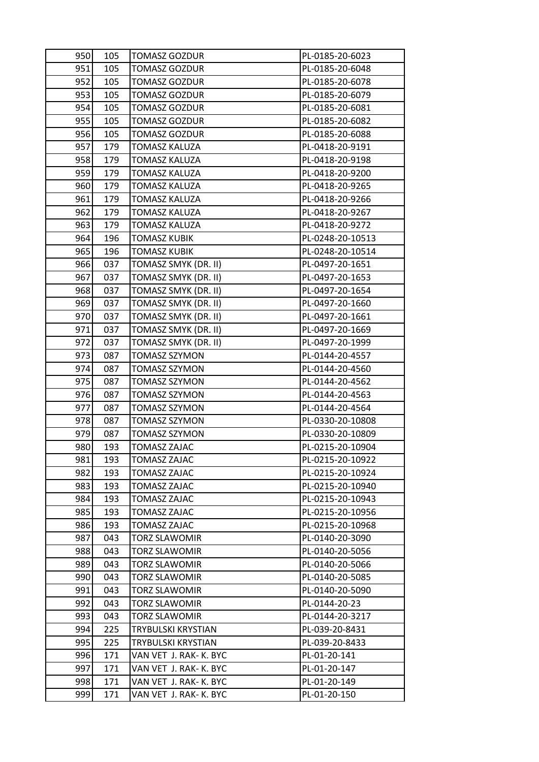| 950 | 105 | TOMASZ GOZDUR | PL-0185-20-6023 |
|---|---|---|---|
| 951 | 105 | TOMASZ GOZDUR | PL-0185-20-6048 |
| 952 | 105 | TOMASZ GOZDUR | PL-0185-20-6078 |
| 953 | 105 | TOMASZ GOZDUR | PL-0185-20-6079 |
| 954 | 105 | TOMASZ GOZDUR | PL-0185-20-6081 |
| 955 | 105 | TOMASZ GOZDUR | PL-0185-20-6082 |
| 956 | 105 | TOMASZ GOZDUR | PL-0185-20-6088 |
| 957 | 179 | TOMASZ KALUZA | PL-0418-20-9191 |
| 958 | 179 | TOMASZ KALUZA | PL-0418-20-9198 |
| 959 | 179 | TOMASZ KALUZA | PL-0418-20-9200 |
| 960 | 179 | TOMASZ KALUZA | PL-0418-20-9265 |
| 961 | 179 | TOMASZ KALUZA | PL-0418-20-9266 |
| 962 | 179 | TOMASZ KALUZA | PL-0418-20-9267 |
| 963 | 179 | TOMASZ KALUZA | PL-0418-20-9272 |
| 964 | 196 | TOMASZ KUBIK | PL-0248-20-10513 |
| 965 | 196 | TOMASZ KUBIK | PL-0248-20-10514 |
| 966 | 037 | TOMASZ SMYK (DR. II) | PL-0497-20-1651 |
| 967 | 037 | TOMASZ SMYK (DR. II) | PL-0497-20-1653 |
| 968 | 037 | TOMASZ SMYK (DR. II) | PL-0497-20-1654 |
| 969 | 037 | TOMASZ SMYK (DR. II) | PL-0497-20-1660 |
| 970 | 037 | TOMASZ SMYK (DR. II) | PL-0497-20-1661 |
| 971 | 037 | TOMASZ SMYK (DR. II) | PL-0497-20-1669 |
| 972 | 037 | TOMASZ SMYK (DR. II) | PL-0497-20-1999 |
| 973 | 087 | TOMASZ SZYMON | PL-0144-20-4557 |
| 974 | 087 | TOMASZ SZYMON | PL-0144-20-4560 |
| 975 | 087 | TOMASZ SZYMON | PL-0144-20-4562 |
| 976 | 087 | TOMASZ SZYMON | PL-0144-20-4563 |
| 977 | 087 | TOMASZ SZYMON | PL-0144-20-4564 |
| 978 | 087 | TOMASZ SZYMON | PL-0330-20-10808 |
| 979 | 087 | TOMASZ SZYMON | PL-0330-20-10809 |
| 980 | 193 | TOMASZ ZAJAC | PL-0215-20-10904 |
| 981 | 193 | TOMASZ ZAJAC | PL-0215-20-10922 |
| 982 | 193 | TOMASZ ZAJAC | PL-0215-20-10924 |
| 983 | 193 | TOMASZ ZAJAC | PL-0215-20-10940 |
| 984 | 193 | TOMASZ ZAJAC | PL-0215-20-10943 |
| 985 | 193 | TOMASZ ZAJAC | PL-0215-20-10956 |
| 986 | 193 | TOMASZ ZAJAC | PL-0215-20-10968 |
| 987 | 043 | TORZ SLAWOMIR | PL-0140-20-3090 |
| 988 | 043 | TORZ SLAWOMIR | PL-0140-20-5056 |
| 989 | 043 | TORZ SLAWOMIR | PL-0140-20-5066 |
| 990 | 043 | TORZ SLAWOMIR | PL-0140-20-5085 |
| 991 | 043 | TORZ SLAWOMIR | PL-0140-20-5090 |
| 992 | 043 | TORZ SLAWOMIR | PL-0144-20-23 |
| 993 | 043 | TORZ SLAWOMIR | PL-0144-20-3217 |
| 994 | 225 | TRYBULSKI KRYSTIAN | PL-039-20-8431 |
| 995 | 225 | TRYBULSKI KRYSTIAN | PL-039-20-8433 |
| 996 | 171 | VAN VET J. RAK- K. BYC | PL-01-20-141 |
| 997 | 171 | VAN VET J. RAK- K. BYC | PL-01-20-147 |
| 998 | 171 | VAN VET J. RAK- K. BYC | PL-01-20-149 |
| 999 | 171 | VAN VET J. RAK- K. BYC | PL-01-20-150 |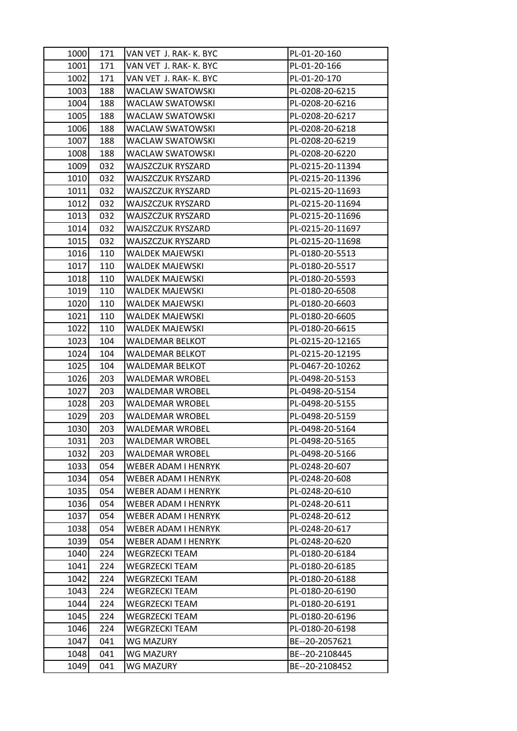| 1000 | 171 | VAN VET J. RAK- K. BYC | PL-01-20-160 |
|---|---|---|---|
| 1001 | 171 | VAN VET J. RAK- K. BYC | PL-01-20-166 |
| 1002 | 171 | VAN VET J. RAK- K. BYC | PL-01-20-170 |
| 1003 | 188 | WACLAW SWATOWSKI | PL-0208-20-6215 |
| 1004 | 188 | WACLAW SWATOWSKI | PL-0208-20-6216 |
| 1005 | 188 | WACLAW SWATOWSKI | PL-0208-20-6217 |
| 1006 | 188 | WACLAW SWATOWSKI | PL-0208-20-6218 |
| 1007 | 188 | WACLAW SWATOWSKI | PL-0208-20-6219 |
| 1008 | 188 | WACLAW SWATOWSKI | PL-0208-20-6220 |
| 1009 | 032 | WAJSZCZUK RYSZARD | PL-0215-20-11394 |
| 1010 | 032 | WAJSZCZUK RYSZARD | PL-0215-20-11396 |
| 1011 | 032 | WAJSZCZUK RYSZARD | PL-0215-20-11693 |
| 1012 | 032 | WAJSZCZUK RYSZARD | PL-0215-20-11694 |
| 1013 | 032 | WAJSZCZUK RYSZARD | PL-0215-20-11696 |
| 1014 | 032 | WAJSZCZUK RYSZARD | PL-0215-20-11697 |
| 1015 | 032 | WAJSZCZUK RYSZARD | PL-0215-20-11698 |
| 1016 | 110 | WALDEK MAJEWSKI | PL-0180-20-5513 |
| 1017 | 110 | WALDEK MAJEWSKI | PL-0180-20-5517 |
| 1018 | 110 | WALDEK MAJEWSKI | PL-0180-20-5593 |
| 1019 | 110 | WALDEK MAJEWSKI | PL-0180-20-6508 |
| 1020 | 110 | WALDEK MAJEWSKI | PL-0180-20-6603 |
| 1021 | 110 | WALDEK MAJEWSKI | PL-0180-20-6605 |
| 1022 | 110 | WALDEK MAJEWSKI | PL-0180-20-6615 |
| 1023 | 104 | WALDEMAR BELKOT | PL-0215-20-12165 |
| 1024 | 104 | WALDEMAR BELKOT | PL-0215-20-12195 |
| 1025 | 104 | WALDEMAR BELKOT | PL-0467-20-10262 |
| 1026 | 203 | WALDEMAR WROBEL | PL-0498-20-5153 |
| 1027 | 203 | WALDEMAR WROBEL | PL-0498-20-5154 |
| 1028 | 203 | WALDEMAR WROBEL | PL-0498-20-5155 |
| 1029 | 203 | WALDEMAR WROBEL | PL-0498-20-5159 |
| 1030 | 203 | WALDEMAR WROBEL | PL-0498-20-5164 |
| 1031 | 203 | WALDEMAR WROBEL | PL-0498-20-5165 |
| 1032 | 203 | WALDEMAR WROBEL | PL-0498-20-5166 |
| 1033 | 054 | WEBER ADAM I HENRYK | PL-0248-20-607 |
| 1034 | 054 | WEBER ADAM I HENRYK | PL-0248-20-608 |
| 1035 | 054 | WEBER ADAM I HENRYK | PL-0248-20-610 |
| 1036 | 054 | WEBER ADAM I HENRYK | PL-0248-20-611 |
| 1037 | 054 | WEBER ADAM I HENRYK | PL-0248-20-612 |
| 1038 | 054 | WEBER ADAM I HENRYK | PL-0248-20-617 |
| 1039 | 054 | WEBER ADAM I HENRYK | PL-0248-20-620 |
| 1040 | 224 | WEGRZECKI TEAM | PL-0180-20-6184 |
| 1041 | 224 | WEGRZECKI TEAM | PL-0180-20-6185 |
| 1042 | 224 | WEGRZECKI TEAM | PL-0180-20-6188 |
| 1043 | 224 | WEGRZECKI TEAM | PL-0180-20-6190 |
| 1044 | 224 | WEGRZECKI TEAM | PL-0180-20-6191 |
| 1045 | 224 | WEGRZECKI TEAM | PL-0180-20-6196 |
| 1046 | 224 | WEGRZECKI TEAM | PL-0180-20-6198 |
| 1047 | 041 | WG MAZURY | BE--20-2057621 |
| 1048 | 041 | WG MAZURY | BE--20-2108445 |
| 1049 | 041 | WG MAZURY | BE--20-2108452 |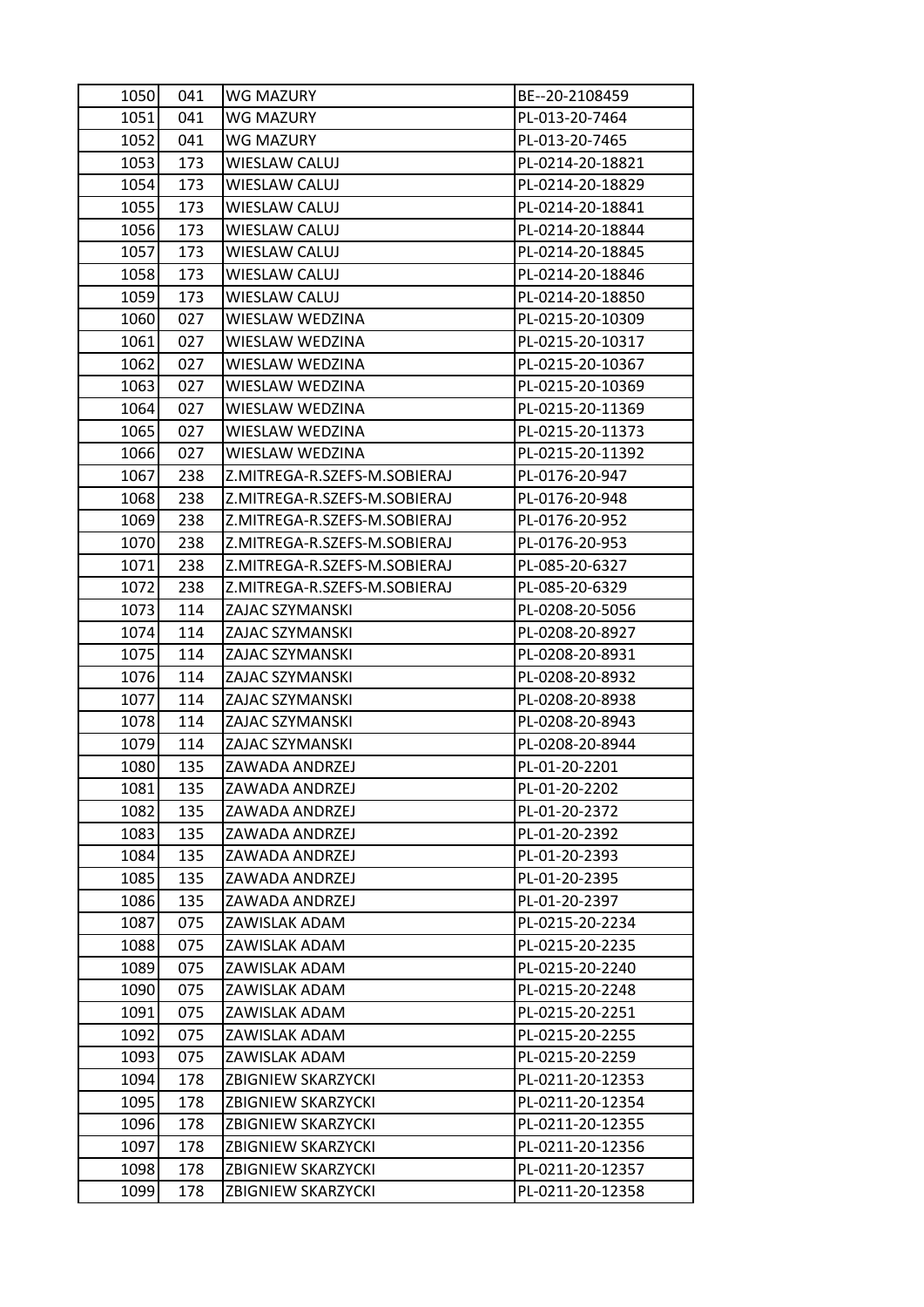| 1050 | 041 | WG MAZURY | BE--20-2108459 |
|---|---|---|---|
| 1051 | 041 | WG MAZURY | PL-013-20-7464 |
| 1052 | 041 | WG MAZURY | PL-013-20-7465 |
| 1053 | 173 | WIESLAW CALUJ | PL-0214-20-18821 |
| 1054 | 173 | WIESLAW CALUJ | PL-0214-20-18829 |
| 1055 | 173 | WIESLAW CALUJ | PL-0214-20-18841 |
| 1056 | 173 | WIESLAW CALUJ | PL-0214-20-18844 |
| 1057 | 173 | WIESLAW CALUJ | PL-0214-20-18845 |
| 1058 | 173 | WIESLAW CALUJ | PL-0214-20-18846 |
| 1059 | 173 | WIESLAW CALUJ | PL-0214-20-18850 |
| 1060 | 027 | WIESLAW WEDZINA | PL-0215-20-10309 |
| 1061 | 027 | WIESLAW WEDZINA | PL-0215-20-10317 |
| 1062 | 027 | WIESLAW WEDZINA | PL-0215-20-10367 |
| 1063 | 027 | WIESLAW WEDZINA | PL-0215-20-10369 |
| 1064 | 027 | WIESLAW WEDZINA | PL-0215-20-11369 |
| 1065 | 027 | WIESLAW WEDZINA | PL-0215-20-11373 |
| 1066 | 027 | WIESLAW WEDZINA | PL-0215-20-11392 |
| 1067 | 238 | Z.MITREGA-R.SZEFS-M.SOBIERAJ | PL-0176-20-947 |
| 1068 | 238 | Z.MITREGA-R.SZEFS-M.SOBIERAJ | PL-0176-20-948 |
| 1069 | 238 | Z.MITREGA-R.SZEFS-M.SOBIERAJ | PL-0176-20-952 |
| 1070 | 238 | Z.MITREGA-R.SZEFS-M.SOBIERAJ | PL-0176-20-953 |
| 1071 | 238 | Z.MITREGA-R.SZEFS-M.SOBIERAJ | PL-085-20-6327 |
| 1072 | 238 | Z.MITREGA-R.SZEFS-M.SOBIERAJ | PL-085-20-6329 |
| 1073 | 114 | ZAJAC SZYMANSKI | PL-0208-20-5056 |
| 1074 | 114 | ZAJAC SZYMANSKI | PL-0208-20-8927 |
| 1075 | 114 | ZAJAC SZYMANSKI | PL-0208-20-8931 |
| 1076 | 114 | ZAJAC SZYMANSKI | PL-0208-20-8932 |
| 1077 | 114 | ZAJAC SZYMANSKI | PL-0208-20-8938 |
| 1078 | 114 | ZAJAC SZYMANSKI | PL-0208-20-8943 |
| 1079 | 114 | ZAJAC SZYMANSKI | PL-0208-20-8944 |
| 1080 | 135 | ZAWADA ANDRZEJ | PL-01-20-2201 |
| 1081 | 135 | ZAWADA ANDRZEJ | PL-01-20-2202 |
| 1082 | 135 | ZAWADA ANDRZEJ | PL-01-20-2372 |
| 1083 | 135 | ZAWADA ANDRZEJ | PL-01-20-2392 |
| 1084 | 135 | ZAWADA ANDRZEJ | PL-01-20-2393 |
| 1085 | 135 | ZAWADA ANDRZEJ | PL-01-20-2395 |
| 1086 | 135 | ZAWADA ANDRZEJ | PL-01-20-2397 |
| 1087 | 075 | ZAWISLAK ADAM | PL-0215-20-2234 |
| 1088 | 075 | ZAWISLAK ADAM | PL-0215-20-2235 |
| 1089 | 075 | ZAWISLAK ADAM | PL-0215-20-2240 |
| 1090 | 075 | ZAWISLAK ADAM | PL-0215-20-2248 |
| 1091 | 075 | ZAWISLAK ADAM | PL-0215-20-2251 |
| 1092 | 075 | ZAWISLAK ADAM | PL-0215-20-2255 |
| 1093 | 075 | ZAWISLAK ADAM | PL-0215-20-2259 |
| 1094 | 178 | ZBIGNIEW SKARZYCKI | PL-0211-20-12353 |
| 1095 | 178 | ZBIGNIEW SKARZYCKI | PL-0211-20-12354 |
| 1096 | 178 | ZBIGNIEW SKARZYCKI | PL-0211-20-12355 |
| 1097 | 178 | ZBIGNIEW SKARZYCKI | PL-0211-20-12356 |
| 1098 | 178 | ZBIGNIEW SKARZYCKI | PL-0211-20-12357 |
| 1099 | 178 | ZBIGNIEW SKARZYCKI | PL-0211-20-12358 |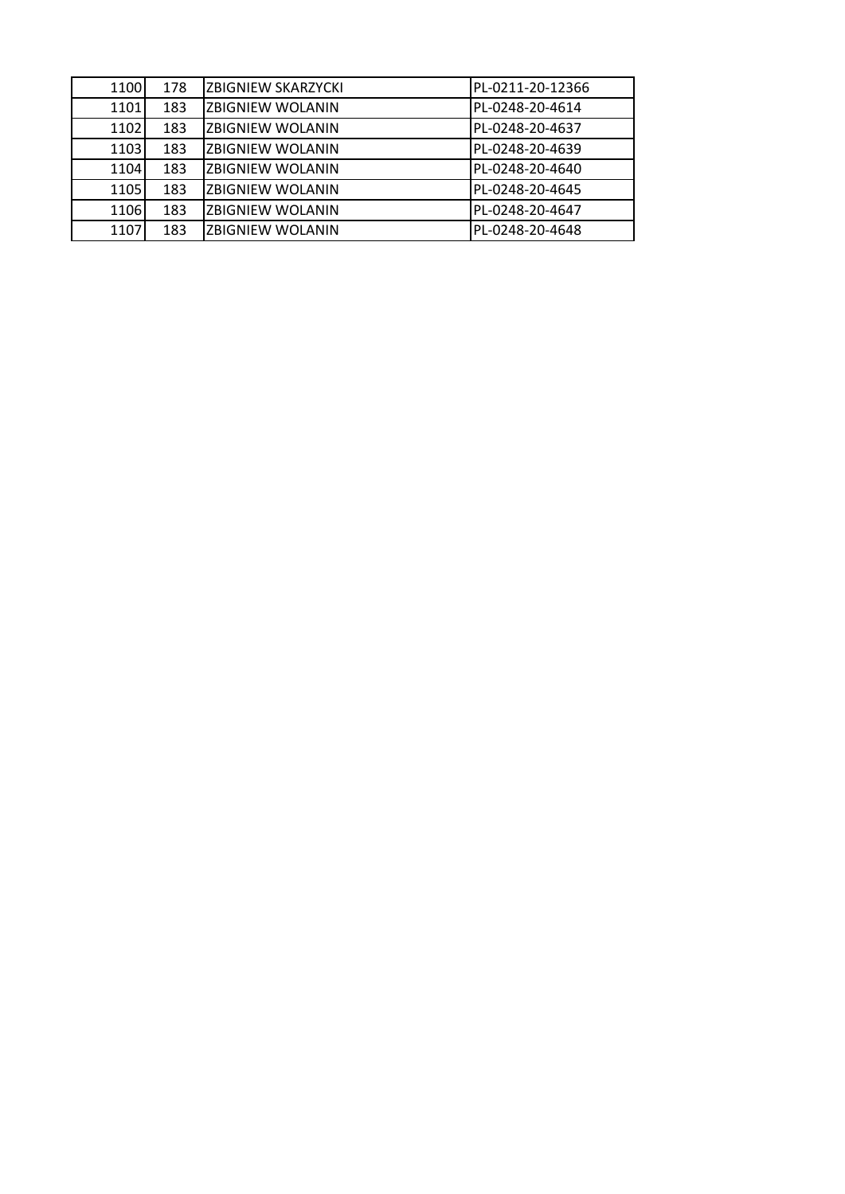| | | | |
|---|---|---|---|
| 1100 | 178 | ZBIGNIEW SKARZYCKI | PL-0211-20-12366 |
| 1101 | 183 | ZBIGNIEW WOLANIN | PL-0248-20-4614 |
| 1102 | 183 | ZBIGNIEW WOLANIN | PL-0248-20-4637 |
| 1103 | 183 | ZBIGNIEW WOLANIN | PL-0248-20-4639 |
| 1104 | 183 | ZBIGNIEW WOLANIN | PL-0248-20-4640 |
| 1105 | 183 | ZBIGNIEW WOLANIN | PL-0248-20-4645 |
| 1106 | 183 | ZBIGNIEW WOLANIN | PL-0248-20-4647 |
| 1107 | 183 | ZBIGNIEW WOLANIN | PL-0248-20-4648 |